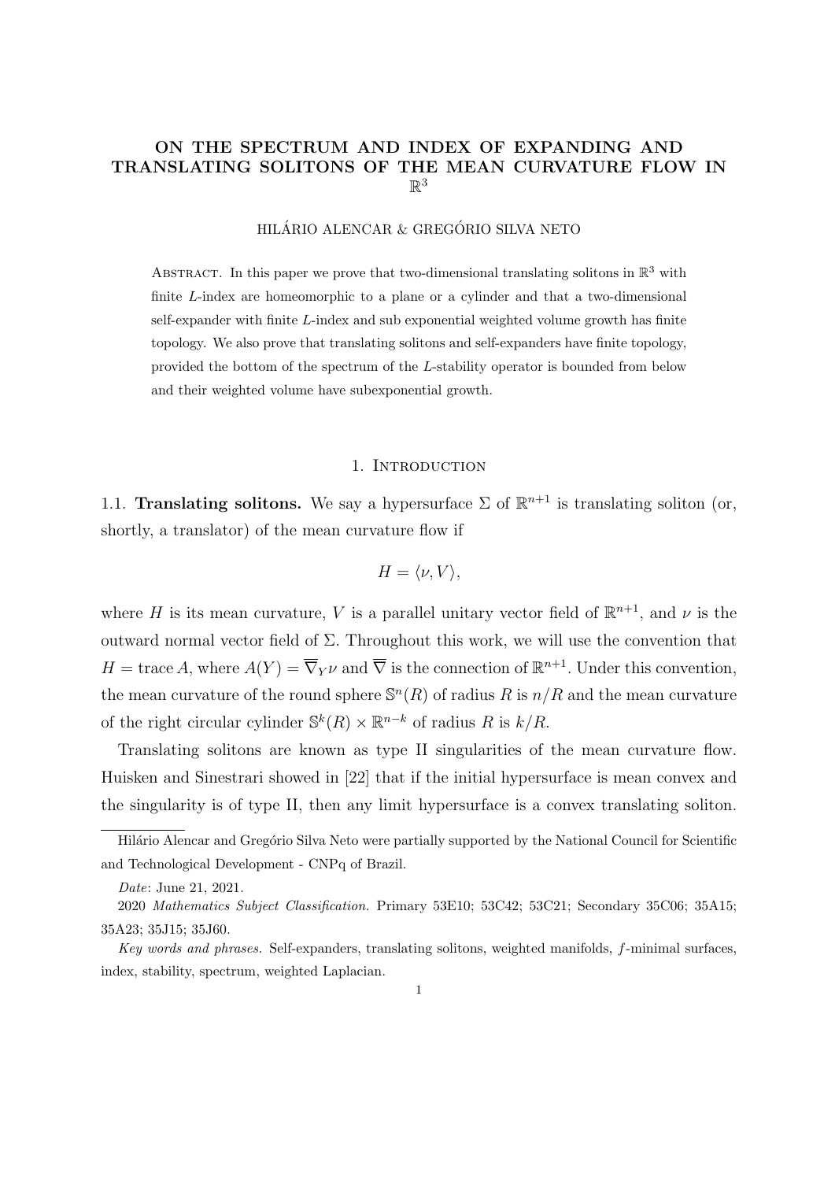# ON THE SPECTRUM AND INDEX OF EXPANDING AND TRANSLATING SOLITONS OF THE MEAN CURVATURE FLOW IN $\mathbb{R}^3$

HILÁRIO ALENCAR & GREGÓRIO SILVA NETO

ABSTRACT. In this paper we prove that two-dimensional translating solitons in $\mathbb{R}^3$ with finite $L$-index are homeomorphic to a plane or a cylinder and that a two-dimensional self-expander with finite $L$-index and sub exponential weighted volume growth has finite topology. We also prove that translating solitons and self-expanders have finite topology, provided the bottom of the spectrum of the $L$-stability operator is bounded from below and their weighted volume have subexponential growth.

## 1. Introduction

**1.1. Translating solitons.** We say a hypersurface $\Sigma$ of $\mathbb{R}^{n+1}$ is translating soliton (or, shortly, a translator) of the mean curvature flow if

$$H = \langle \nu, V \rangle,$$

where $H$ is its mean curvature, $V$ is a parallel unitary vector field of $\mathbb{R}^{n+1}$, and $\nu$ is the outward normal vector field of $\Sigma$. Throughout this work, we will use the convention that $H = \operatorname{trace} A$, where $A(Y) = \overline{\nabla}_Y \nu$ and $\overline{\nabla}$ is the connection of $\mathbb{R}^{n+1}$. Under this convention, the mean curvature of the round sphere $\mathbb{S}^n(R)$ of radius $R$ is $n/R$ and the mean curvature of the right circular cylinder $\mathbb{S}^k(R) \times \mathbb{R}^{n-k}$ of radius $R$ is $k/R$.

Translating solitons are known as type II singularities of the mean curvature flow. Huisken and Sinestrari showed in [22] that if the initial hypersurface is mean convex and the singularity is of type II, then any limit hypersurface is a convex translating soliton.

---

Hilário Alencar and Gregório Silva Neto were partially supported by the National Council for Scientific and Technological Development - CNPq of Brazil.

*Date*: June 21, 2021.

2020 *Mathematics Subject Classification.* Primary 53E10; 53C42; 53C21; Secondary 35C06; 35A15; 35A23; 35J15; 35J60.

*Key words and phrases.* Self-expanders, translating solitons, weighted manifolds, $f$-minimal surfaces, index, stability, spectrum, weighted Laplacian.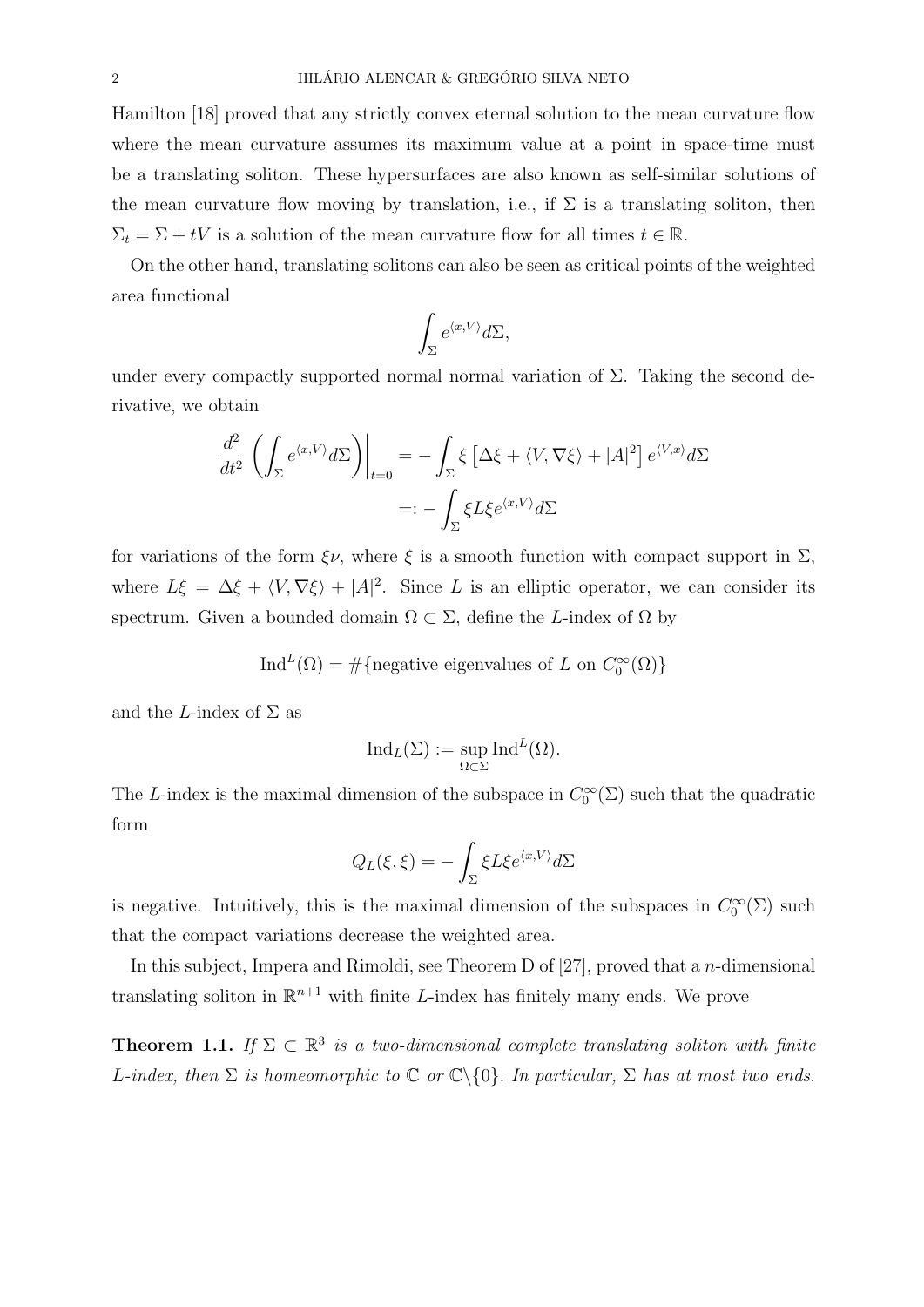Hamilton [18] proved that any strictly convex eternal solution to the mean curvature flow where the mean curvature assumes its maximum value at a point in space-time must be a translating soliton. These hypersurfaces are also known as self-similar solutions of the mean curvature flow moving by translation, i.e., if $\Sigma$ is a translating soliton, then $\Sigma_t = \Sigma + tV$ is a solution of the mean curvature flow for all times $t \in \mathbb{R}$.

On the other hand, translating solitons can also be seen as critical points of the weighted area functional

$$\int_\Sigma e^{\langle x,V\rangle} d\Sigma,$$

under every compactly supported normal normal variation of $\Sigma$. Taking the second derivative, we obtain

$$\begin{aligned}\frac{d^2}{dt^2}\left(\int_\Sigma e^{\langle x,V\rangle}d\Sigma\right)\Bigg|_{t=0} &= -\int_\Sigma \xi\left[\Delta\xi + \langle V,\nabla\xi\rangle + |A|^2\right]e^{\langle V,x\rangle}d\Sigma\\ &=: -\int_\Sigma \xi L\xi e^{\langle x,V\rangle}d\Sigma\end{aligned}$$

for variations of the form $\xi\nu$, where $\xi$ is a smooth function with compact support in $\Sigma$, where $L\xi = \Delta\xi + \langle V,\nabla\xi\rangle + |A|^2$. Since $L$ is an elliptic operator, we can consider its spectrum. Given a bounded domain $\Omega \subset \Sigma$, define the $L$-index of $\Omega$ by

$$\mathrm{Ind}^L(\Omega) = \#\{\text{negative eigenvalues of } L \text{ on } C_0^\infty(\Omega)\}$$

and the $L$-index of $\Sigma$ as

$$\mathrm{Ind}_L(\Sigma) := \sup_{\Omega\subset\Sigma}\mathrm{Ind}^L(\Omega).$$

The $L$-index is the maximal dimension of the subspace in $C_0^\infty(\Sigma)$ such that the quadratic form

$$Q_L(\xi,\xi) = -\int_\Sigma \xi L\xi e^{\langle x,V\rangle}d\Sigma$$

is negative. Intuitively, this is the maximal dimension of the subspaces in $C_0^\infty(\Sigma)$ such that the compact variations decrease the weighted area.

In this subject, Impera and Rimoldi, see Theorem D of [27], proved that a $n$-dimensional translating soliton in $\mathbb{R}^{n+1}$ with finite $L$-index has finitely many ends. We prove

**Theorem 1.1.** *If $\Sigma \subset \mathbb{R}^3$ is a two-dimensional complete translating soliton with finite $L$-index, then $\Sigma$ is homeomorphic to $\mathbb{C}$ or $\mathbb{C}\backslash\{0\}$. In particular, $\Sigma$ has at most two ends.*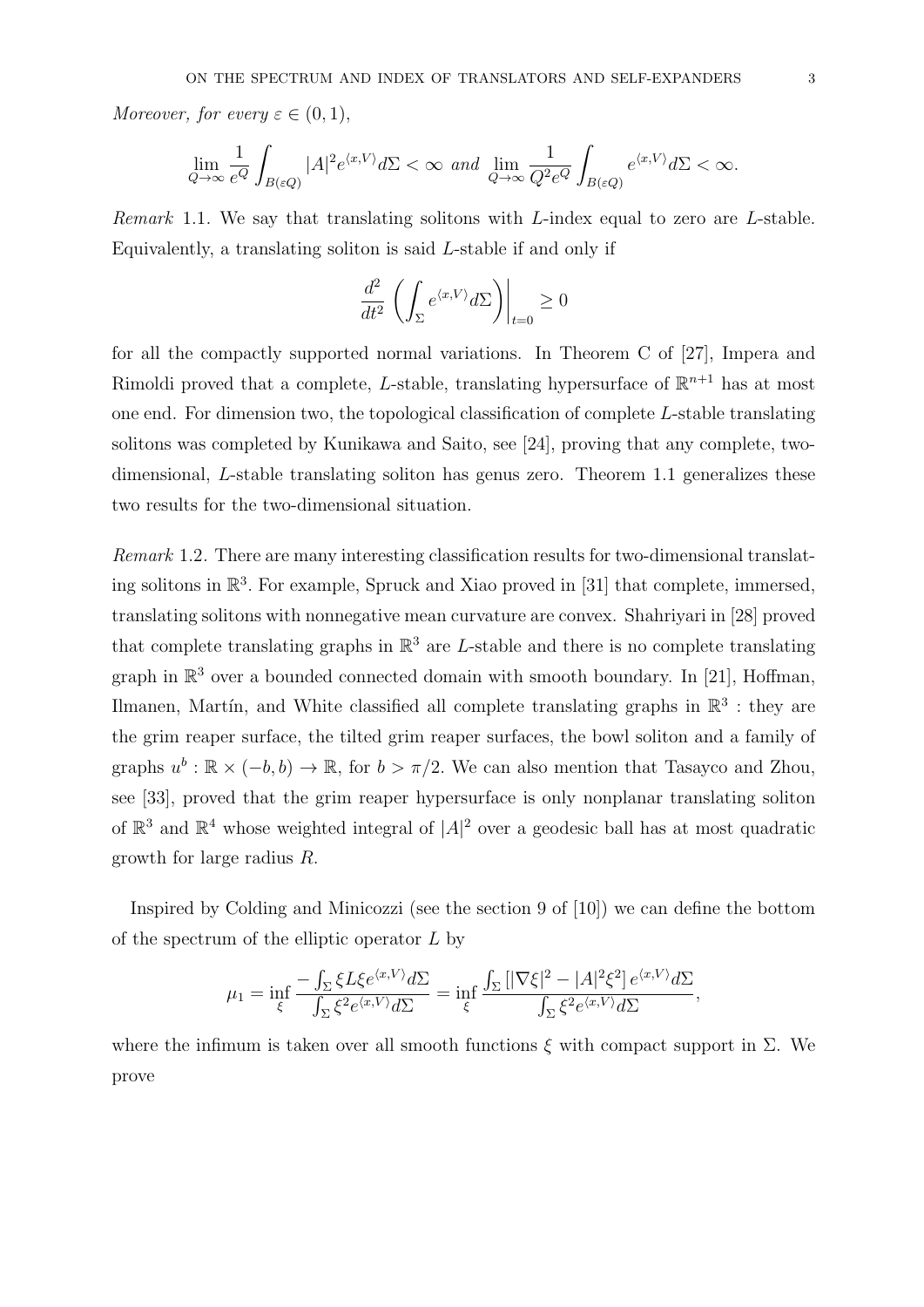*Moreover, for every $\varepsilon \in (0,1)$,*

$$\lim_{Q\to\infty} \frac{1}{e^Q}\int_{B(\varepsilon Q)} |A|^2 e^{\langle x,V\rangle} d\Sigma < \infty \text{ and } \lim_{Q\to\infty} \frac{1}{Q^2 e^Q}\int_{B(\varepsilon Q)} e^{\langle x,V\rangle} d\Sigma < \infty.$$

*Remark* 1.1. We say that translating solitons with $L$-index equal to zero are $L$-stable. Equivalently, a translating soliton is said $L$-stable if and only if

$$\frac{d^2}{dt^2}\left(\int_\Sigma e^{\langle x,V\rangle} d\Sigma\right)\bigg|_{t=0} \geq 0$$

for all the compactly supported normal variations. In Theorem C of [27], Impera and Rimoldi proved that a complete, $L$-stable, translating hypersurface of $\mathbb{R}^{n+1}$ has at most one end. For dimension two, the topological classification of complete $L$-stable translating solitons was completed by Kunikawa and Saito, see [24], proving that any complete, two-dimensional, $L$-stable translating soliton has genus zero. Theorem 1.1 generalizes these two results for the two-dimensional situation.

*Remark* 1.2. There are many interesting classification results for two-dimensional translating solitons in $\mathbb{R}^3$. For example, Spruck and Xiao proved in [31] that complete, immersed, translating solitons with nonnegative mean curvature are convex. Shahriyari in [28] proved that complete translating graphs in $\mathbb{R}^3$ are $L$-stable and there is no complete translating graph in $\mathbb{R}^3$ over a bounded connected domain with smooth boundary. In [21], Hoffman, Ilmanen, Martín, and White classified all complete translating graphs in $\mathbb{R}^3$ : they are the grim reaper surface, the tilted grim reaper surfaces, the bowl soliton and a family of graphs $u^b : \mathbb{R}\times(-b,b) \to \mathbb{R}$, for $b > \pi/2$. We can also mention that Tasayco and Zhou, see [33], proved that the grim reaper hypersurface is only nonplanar translating soliton of $\mathbb{R}^3$ and $\mathbb{R}^4$ whose weighted integral of $|A|^2$ over a geodesic ball has at most quadratic growth for large radius $R$.

Inspired by Colding and Minicozzi (see the section 9 of [10]) we can define the bottom of the spectrum of the elliptic operator $L$ by

$$\mu_1 = \inf_\xi \frac{-\int_\Sigma \xi L\xi e^{\langle x,V\rangle} d\Sigma}{\int_\Sigma \xi^2 e^{\langle x,V\rangle} d\Sigma} = \inf_\xi \frac{\int_\Sigma \left[|\nabla\xi|^2 - |A|^2\xi^2\right] e^{\langle x,V\rangle} d\Sigma}{\int_\Sigma \xi^2 e^{\langle x,V\rangle} d\Sigma},$$

where the infimum is taken over all smooth functions $\xi$ with compact support in $\Sigma$. We prove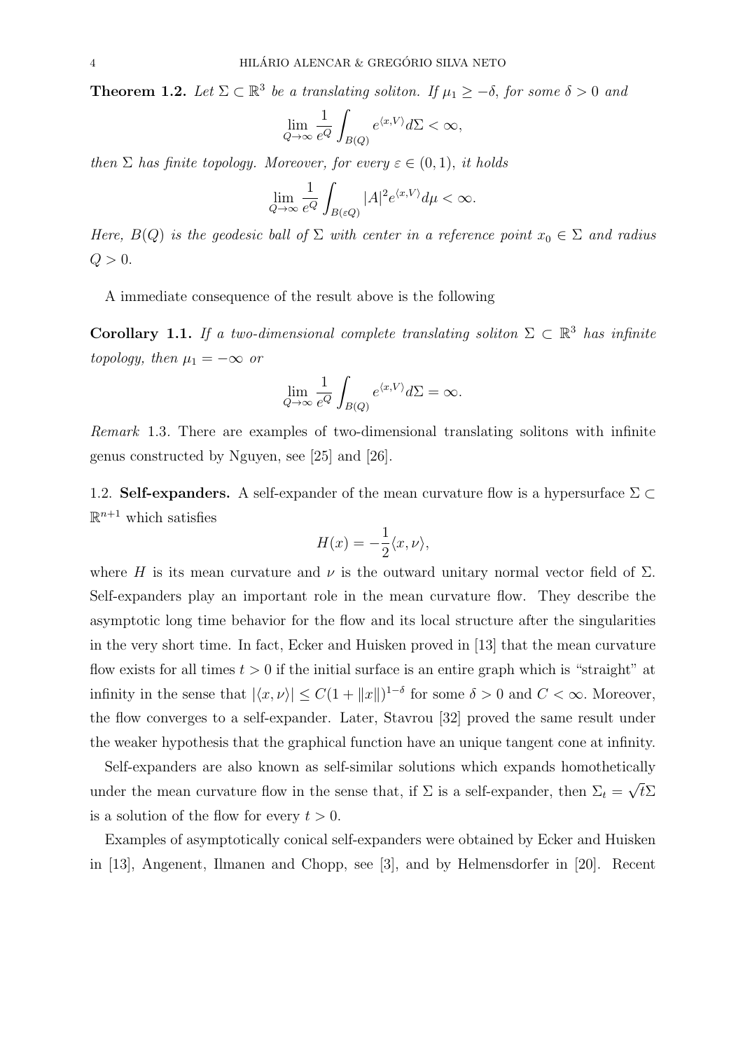**Theorem 1.2.** *Let $\Sigma \subset \mathbb{R}^3$ be a translating soliton. If $\mu_1 \geq -\delta$, for some $\delta > 0$ and*

$$\lim_{Q\to\infty} \frac{1}{e^Q} \int_{B(Q)} e^{\langle x, V\rangle} d\Sigma < \infty,$$

*then $\Sigma$ has finite topology. Moreover, for every $\varepsilon \in (0,1)$, it holds*

$$\lim_{Q\to\infty} \frac{1}{e^Q} \int_{B(\varepsilon Q)} |A|^2 e^{\langle x, V\rangle} d\mu < \infty.$$

*Here, $B(Q)$ is the geodesic ball of $\Sigma$ with center in a reference point $x_0 \in \Sigma$ and radius $Q > 0$.*

A immediate consequence of the result above is the following

**Corollary 1.1.** *If a two-dimensional complete translating soliton $\Sigma \subset \mathbb{R}^3$ has infinite topology, then $\mu_1 = -\infty$ or*

$$\lim_{Q\to\infty} \frac{1}{e^Q} \int_{B(Q)} e^{\langle x, V\rangle} d\Sigma = \infty.$$

*Remark* 1.3. There are examples of two-dimensional translating solitons with infinite genus constructed by Nguyen, see [25] and [26].

1.2. **Self-expanders.** A self-expander of the mean curvature flow is a hypersurface $\Sigma \subset \mathbb{R}^{n+1}$ which satisfies

$$H(x) = -\frac{1}{2}\langle x, \nu\rangle,$$

where $H$ is its mean curvature and $\nu$ is the outward unitary normal vector field of $\Sigma$. Self-expanders play an important role in the mean curvature flow. They describe the asymptotic long time behavior for the flow and its local structure after the singularities in the very short time. In fact, Ecker and Huisken proved in [13] that the mean curvature flow exists for all times $t > 0$ if the initial surface is an entire graph which is "straight" at infinity in the sense that $|\langle x, \nu\rangle| \leq C(1 + \|x\|)^{1-\delta}$ for some $\delta > 0$ and $C < \infty$. Moreover, the flow converges to a self-expander. Later, Stavrou [32] proved the same result under the weaker hypothesis that the graphical function have an unique tangent cone at infinity.

Self-expanders are also known as self-similar solutions which expands homothetically under the mean curvature flow in the sense that, if $\Sigma$ is a self-expander, then $\Sigma_t = \sqrt{t}\Sigma$ is a solution of the flow for every $t > 0$.

Examples of asymptotically conical self-expanders were obtained by Ecker and Huisken in [13], Angenent, Ilmanen and Chopp, see [3], and by Helmensdorfer in [20]. Recent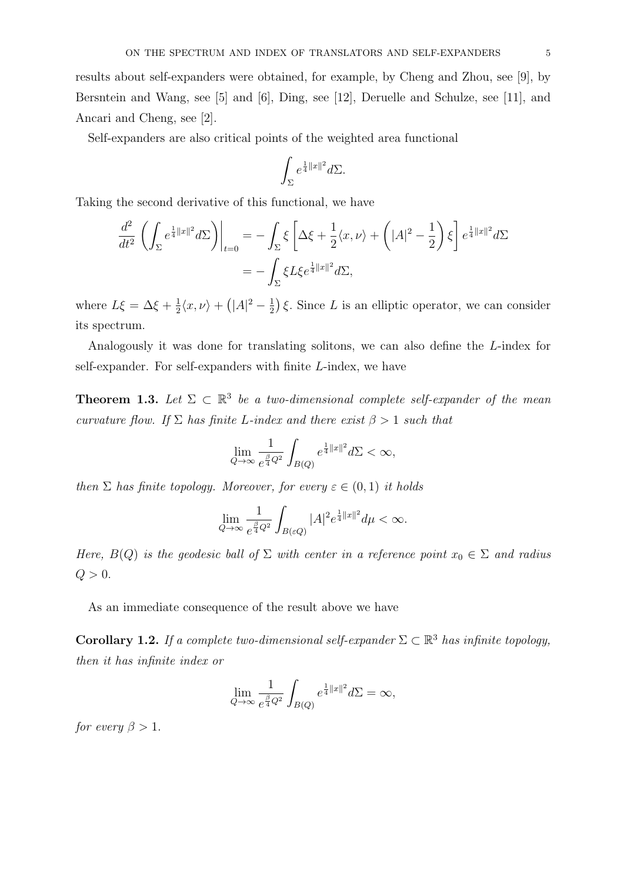results about self-expanders were obtained, for example, by Cheng and Zhou, see [9], by Bersntein and Wang, see [5] and [6], Ding, see [12], Deruelle and Schulze, see [11], and Ancari and Cheng, see [2].

Self-expanders are also critical points of the weighted area functional

$$\int_\Sigma e^{\frac{1}{4}\|x\|^2} d\Sigma.$$

Taking the second derivative of this functional, we have

$$\begin{aligned}
\frac{d^2}{dt^2}\left(\int_\Sigma e^{\frac{1}{4}\|x\|^2} d\Sigma\right)\bigg|_{t=0} &= -\int_\Sigma \xi\left[\Delta\xi + \frac{1}{2}\langle x, \nu\rangle + \left(|A|^2 - \frac{1}{2}\right)\xi\right] e^{\frac{1}{4}\|x\|^2} d\Sigma \\
&= -\int_\Sigma \xi L\xi e^{\frac{1}{4}\|x\|^2} d\Sigma,
\end{aligned}$$

where $L\xi = \Delta\xi + \frac{1}{2}\langle x, \nu\rangle + \left(|A|^2 - \frac{1}{2}\right)\xi$. Since $L$ is an elliptic operator, we can consider its spectrum.

Analogously it was done for translating solitons, we can also define the $L$-index for self-expander. For self-expanders with finite $L$-index, we have

**Theorem 1.3.** *Let $\Sigma \subset \mathbb{R}^3$ be a two-dimensional complete self-expander of the mean curvature flow. If $\Sigma$ has finite $L$-index and there exist $\beta > 1$ such that*

$$\lim_{Q\to\infty} \frac{1}{e^{\frac{\beta}{4}Q^2}} \int_{B(Q)} e^{\frac{1}{4}\|x\|^2} d\Sigma < \infty,$$

*then $\Sigma$ has finite topology. Moreover, for every $\varepsilon \in (0, 1)$ it holds*

$$\lim_{Q\to\infty} \frac{1}{e^{\frac{\beta}{4}Q^2}} \int_{B(\varepsilon Q)} |A|^2 e^{\frac{1}{4}\|x\|^2} d\mu < \infty.$$

*Here, $B(Q)$ is the geodesic ball of $\Sigma$ with center in a reference point $x_0 \in \Sigma$ and radius $Q > 0$.*

As an immediate consequence of the result above we have

**Corollary 1.2.** *If a complete two-dimensional self-expander $\Sigma \subset \mathbb{R}^3$ has infinite topology, then it has infinite index or*

$$\lim_{Q\to\infty} \frac{1}{e^{\frac{\beta}{4}Q^2}} \int_{B(Q)} e^{\frac{1}{4}\|x\|^2} d\Sigma = \infty,$$

*for every $\beta > 1$.*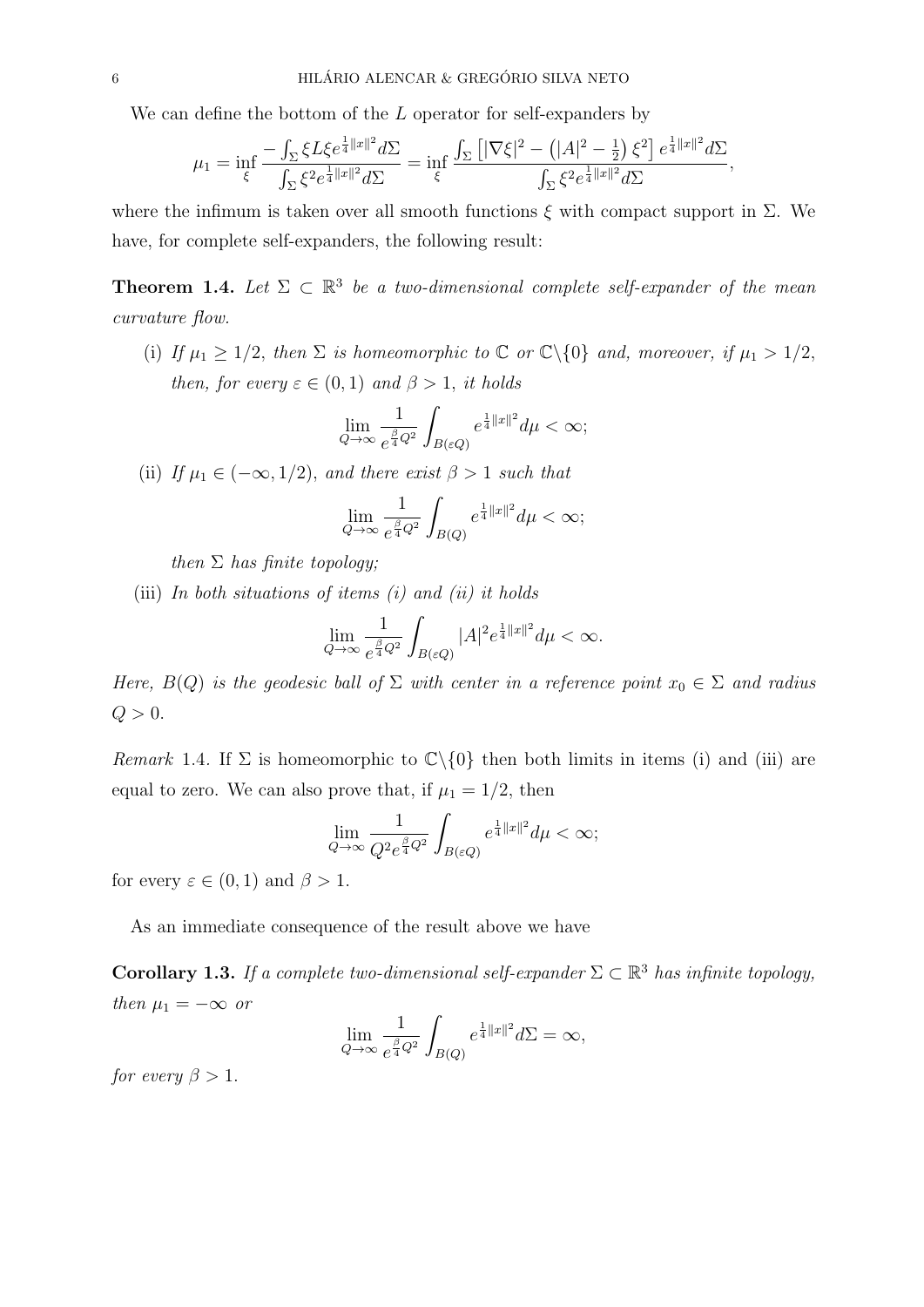We can define the bottom of the $L$ operator for self-expanders by

$$\mu_1 = \inf_{\xi} \frac{-\int_\Sigma \xi L\xi e^{\frac{1}{4}\|x\|^2} d\Sigma}{\int_\Sigma \xi^2 e^{\frac{1}{4}\|x\|^2} d\Sigma} = \inf_{\xi} \frac{\int_\Sigma \left[ |\nabla \xi|^2 - \left(|A|^2 - \frac{1}{2}\right)\xi^2\right] e^{\frac{1}{4}\|x\|^2} d\Sigma}{\int_\Sigma \xi^2 e^{\frac{1}{4}\|x\|^2} d\Sigma},$$

where the infimum is taken over all smooth functions $\xi$ with compact support in $\Sigma$. We have, for complete self-expanders, the following result:

**Theorem 1.4.** *Let $\Sigma \subset \mathbb{R}^3$ be a two-dimensional complete self-expander of the mean curvature flow.*

(i) *If $\mu_1 \geq 1/2$, then $\Sigma$ is homeomorphic to $\mathbb{C}$ or $\mathbb{C}\backslash\{0\}$ and, moreover, if $\mu_1 > 1/2$, then, for every $\varepsilon \in (0,1)$ and $\beta > 1$, it holds*

$$\lim_{Q\to\infty} \frac{1}{e^{\frac{\beta}{4}Q^2}} \int_{B(\varepsilon Q)} e^{\frac{1}{4}\|x\|^2} d\mu < \infty;$$

(ii) *If $\mu_1 \in (-\infty, 1/2)$, and there exist $\beta > 1$ such that*

$$\lim_{Q\to\infty} \frac{1}{e^{\frac{\beta}{4}Q^2}} \int_{B(Q)} e^{\frac{1}{4}\|x\|^2} d\mu < \infty;$$

*then $\Sigma$ has finite topology;*

(iii) *In both situations of items (i) and (ii) it holds*

$$\lim_{Q\to\infty} \frac{1}{e^{\frac{\beta}{4}Q^2}} \int_{B(\varepsilon Q)} |A|^2 e^{\frac{1}{4}\|x\|^2} d\mu < \infty.$$

*Here, $B(Q)$ is the geodesic ball of $\Sigma$ with center in a reference point $x_0 \in \Sigma$ and radius $Q > 0$.*

*Remark* 1.4. If $\Sigma$ is homeomorphic to $\mathbb{C}\backslash\{0\}$ then both limits in items (i) and (iii) are equal to zero. We can also prove that, if $\mu_1 = 1/2$, then

$$\lim_{Q\to\infty} \frac{1}{Q^2 e^{\frac{\beta}{4}Q^2}} \int_{B(\varepsilon Q)} e^{\frac{1}{4}\|x\|^2} d\mu < \infty;$$

for every $\varepsilon \in (0,1)$ and $\beta > 1$.

As an immediate consequence of the result above we have

**Corollary 1.3.** *If a complete two-dimensional self-expander $\Sigma \subset \mathbb{R}^3$ has infinite topology, then $\mu_1 = -\infty$ or*

$$\lim_{Q\to\infty} \frac{1}{e^{\frac{\beta}{4}Q^2}} \int_{B(Q)} e^{\frac{1}{4}\|x\|^2} d\Sigma = \infty,$$

*for every $\beta > 1$.*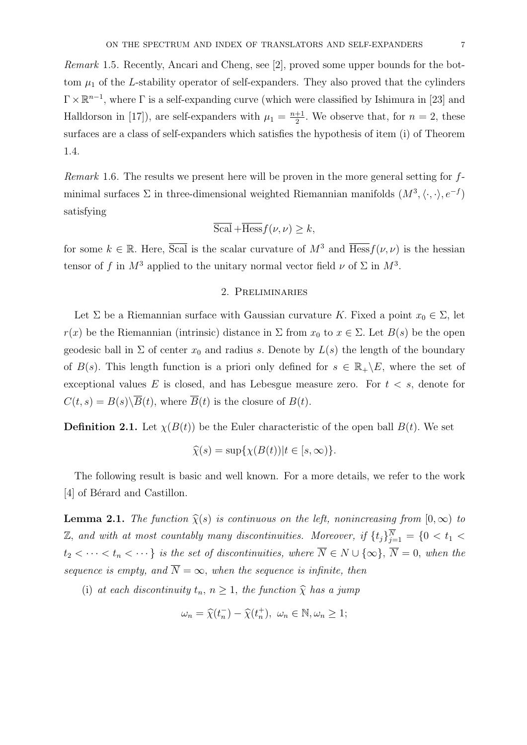*Remark* 1.5. Recently, Ancari and Cheng, see [2], proved some upper bounds for the bottom $\mu_1$ of the $L$-stability operator of self-expanders. They also proved that the cylinders $\Gamma \times \mathbb{R}^{n-1}$, where $\Gamma$ is a self-expanding curve (which were classified by Ishimura in [23] and Halldorson in [17]), are self-expanders with $\mu_1 = \frac{n+1}{2}$. We observe that, for $n = 2$, these surfaces are a class of self-expanders which satisfies the hypothesis of item (i) of Theorem 1.4.

*Remark* 1.6. The results we present here will be proven in the more general setting for $f$-minimal surfaces $\Sigma$ in three-dimensional weighted Riemannian manifolds $(M^3, \langle \cdot, \cdot \rangle, e^{-f})$ satisfying

$$\overline{\mathrm{Scal}} + \overline{\mathrm{Hess}} f(\nu, \nu) \geq k,$$

for some $k \in \mathbb{R}$. Here, $\overline{\mathrm{Scal}}$ is the scalar curvature of $M^3$ and $\overline{\mathrm{Hess}} f(\nu, \nu)$ is the hessian tensor of $f$ in $M^3$ applied to the unitary normal vector field $\nu$ of $\Sigma$ in $M^3$.

## 2. Preliminaries

Let $\Sigma$ be a Riemannian surface with Gaussian curvature $K$. Fixed a point $x_0 \in \Sigma$, let $r(x)$ be the Riemannian (intrinsic) distance in $\Sigma$ from $x_0$ to $x \in \Sigma$. Let $B(s)$ be the open geodesic ball in $\Sigma$ of center $x_0$ and radius $s$. Denote by $L(s)$ the length of the boundary of $B(s)$. This length function is a priori only defined for $s \in \mathbb{R}_+ \backslash E$, where the set of exceptional values $E$ is closed, and has Lebesgue measure zero. For $t < s$, denote for $C(t, s) = B(s) \backslash \overline{B}(t)$, where $\overline{B}(t)$ is the closure of $B(t)$.

**Definition 2.1.** Let $\chi(B(t))$ be the Euler characteristic of the open ball $B(t)$. We set

$$\widehat{\chi}(s) = \sup\{\chi(B(t)) | t \in [s, \infty)\}.$$

The following result is basic and well known. For a more details, we refer to the work [4] of Bérard and Castillon.

**Lemma 2.1.** *The function $\widehat{\chi}(s)$ is continuous on the left, nonincreasing from $[0, \infty)$ to $\mathbb{Z}$, and with at most countably many discontinuities. Moreover, if $\{t_j\}_{j=1}^{\overline{N}} = \{0 < t_1 < t_2 < \cdots < t_n < \cdots\}$ is the set of discontinuities, where $\overline{N} \in N \cup \{\infty\}$, $\overline{N} = 0$, when the sequence is empty, and $\overline{N} = \infty$, when the sequence is infinite, then*

(i) *at each discontinuity $t_n$, $n \geq 1$, the function $\widehat{\chi}$ has a jump*

$$\omega_n = \widehat{\chi}(t_n^-) - \widehat{\chi}(t_n^+), \ \omega_n \in \mathbb{N}, \omega_n \geq 1;$$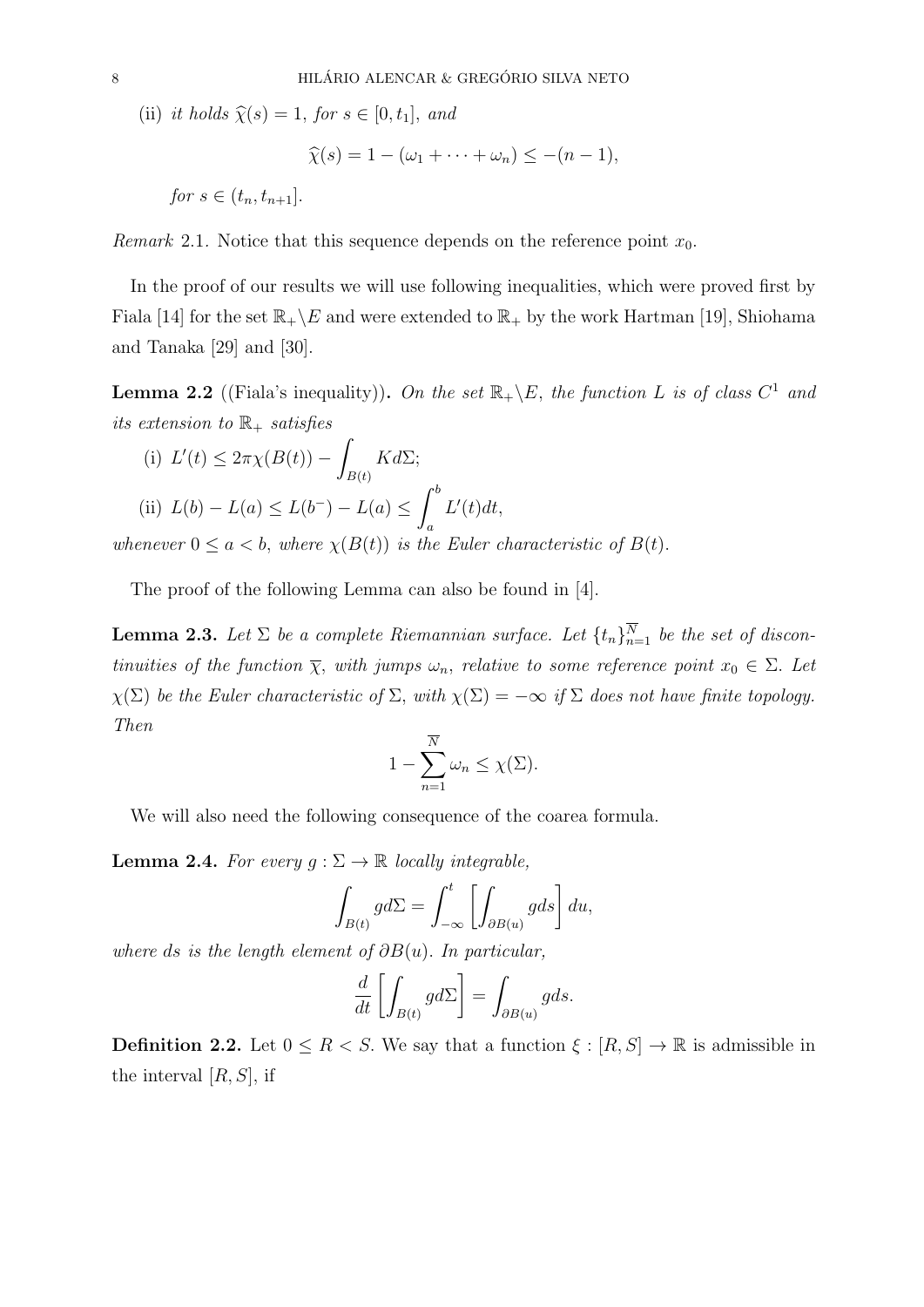(ii) *it holds* $\widehat{\chi}(s) = 1$, *for* $s \in [0, t_1]$, *and*

$$\widehat{\chi}(s) = 1 - (\omega_1 + \cdots + \omega_n) \leq -(n-1),$$

*for* $s \in (t_n, t_{n+1}]$.

*Remark* 2.1. Notice that this sequence depends on the reference point $x_0$.

In the proof of our results we will use following inequalities, which were proved first by Fiala [14] for the set $\mathbb{R}_+ \backslash E$ and were extended to $\mathbb{R}_+$ by the work Hartman [19], Shiohama and Tanaka [29] and [30].

**Lemma 2.2** ((Fiala's inequality))**.** *On the set* $\mathbb{R}_+ \backslash E$*, the function* $L$ *is of class* $C^1$ *and its extension to* $\mathbb{R}_+$ *satisfies*

(i) $L'(t) \leq 2\pi\chi(B(t)) - \int_{B(t)} K d\Sigma$;

(ii) $L(b) - L(a) \leq L(b^-) - L(a) \leq \int_a^b L'(t)dt$,

*whenever* $0 \leq a < b$*, where* $\chi(B(t))$ *is the Euler characteristic of* $B(t)$*.*

The proof of the following Lemma can also be found in [4].

**Lemma 2.3.** *Let* $\Sigma$ *be a complete Riemannian surface. Let* $\{t_n\}_{n=1}^{\overline{N}}$ *be the set of discontinuities of the function* $\overline{\chi}$*, with jumps* $\omega_n$*, relative to some reference point* $x_0 \in \Sigma$*. Let* $\chi(\Sigma)$ *be the Euler characteristic of* $\Sigma$*, with* $\chi(\Sigma) = -\infty$ *if* $\Sigma$ *does not have finite topology. Then*

$$1 - \sum_{n=1}^{\overline{N}} \omega_n \leq \chi(\Sigma).$$

We will also need the following consequence of the coarea formula.

**Lemma 2.4.** *For every* $g : \Sigma \to \mathbb{R}$ *locally integrable,*

$$\int_{B(t)} g d\Sigma = \int_{-\infty}^{t} \left[ \int_{\partial B(u)} g ds \right] du,$$

*where* $ds$ *is the length element of* $\partial B(u)$*. In particular,*

$$\frac{d}{dt} \left[ \int_{B(t)} g d\Sigma \right] = \int_{\partial B(u)} g ds.$$

**Definition 2.2.** Let $0 \leq R < S$. We say that a function $\xi : [R, S] \to \mathbb{R}$ is admissible in the interval $[R, S]$, if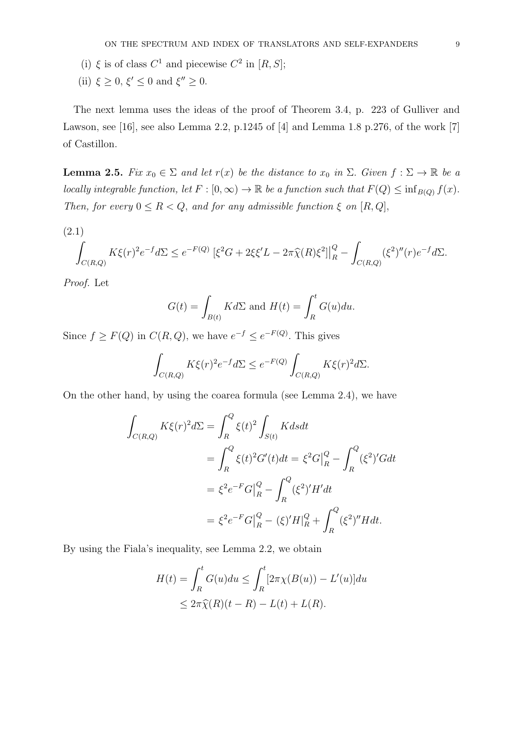(i) $\xi$ is of class $C^1$ and piecewise $C^2$ in $[R, S]$;

(ii) $\xi \geq 0$, $\xi' \leq 0$ and $\xi'' \geq 0$.

The next lemma uses the ideas of the proof of Theorem 3.4, p. 223 of Gulliver and Lawson, see [16], see also Lemma 2.2, p.1245 of [4] and Lemma 1.8 p.276, of the work [7] of Castillon.

**Lemma 2.5.** *Fix $x_0 \in \Sigma$ and let $r(x)$ be the distance to $x_0$ in $\Sigma$. Given $f : \Sigma \to \mathbb{R}$ be a locally integrable function, let $F : [0, \infty) \to \mathbb{R}$ be a function such that $F(Q) \leq \inf_{B(Q)} f(x)$. Then, for every $0 \leq R < Q$, and for any admissible function $\xi$ on $[R, Q]$,*

(2.1)
$$\int_{C(R,Q)} K\xi(r)^2 e^{-f} d\Sigma \leq e^{-F(Q)} \left[\xi^2 G + 2\xi\xi' L - 2\pi\widehat{\chi}(R)\xi^2\right]\Big|_R^Q - \int_{C(R,Q)} (\xi^2)''(r) e^{-f} d\Sigma.$$

*Proof.* Let

$$G(t) = \int_{B(t)} K d\Sigma \text{ and } H(t) = \int_R^t G(u) du.$$

Since $f \geq F(Q)$ in $C(R, Q)$, we have $e^{-f} \leq e^{-F(Q)}$. This gives

$$\int_{C(R,Q)} K\xi(r)^2 e^{-f} d\Sigma \leq e^{-F(Q)} \int_{C(R,Q)} K\xi(r)^2 d\Sigma.$$

On the other hand, by using the coarea formula (see Lemma 2.4), we have

$$\begin{aligned}
\int_{C(R,Q)} K\xi(r)^2 d\Sigma &= \int_R^Q \xi(t)^2 \int_{S(t)} K ds dt \\
&= \int_R^Q \xi(t)^2 G'(t) dt = \xi^2 G\big|_R^Q - \int_R^Q (\xi^2)' G dt \\
&= \xi^2 e^{-F} G\big|_R^Q - \int_R^Q (\xi^2)' H' dt \\
&= \xi^2 e^{-F} G\big|_R^Q - (\xi)' H\big|_R^Q + \int_R^Q (\xi^2)'' H dt.
\end{aligned}$$

By using the Fiala's inequality, see Lemma 2.2, we obtain

$$\begin{aligned}
H(t) = \int_R^t G(u) du &\leq \int_R^t [2\pi\chi(B(u)) - L'(u)] du \\
&\leq 2\pi\widehat{\chi}(R)(t - R) - L(t) + L(R).
\end{aligned}$$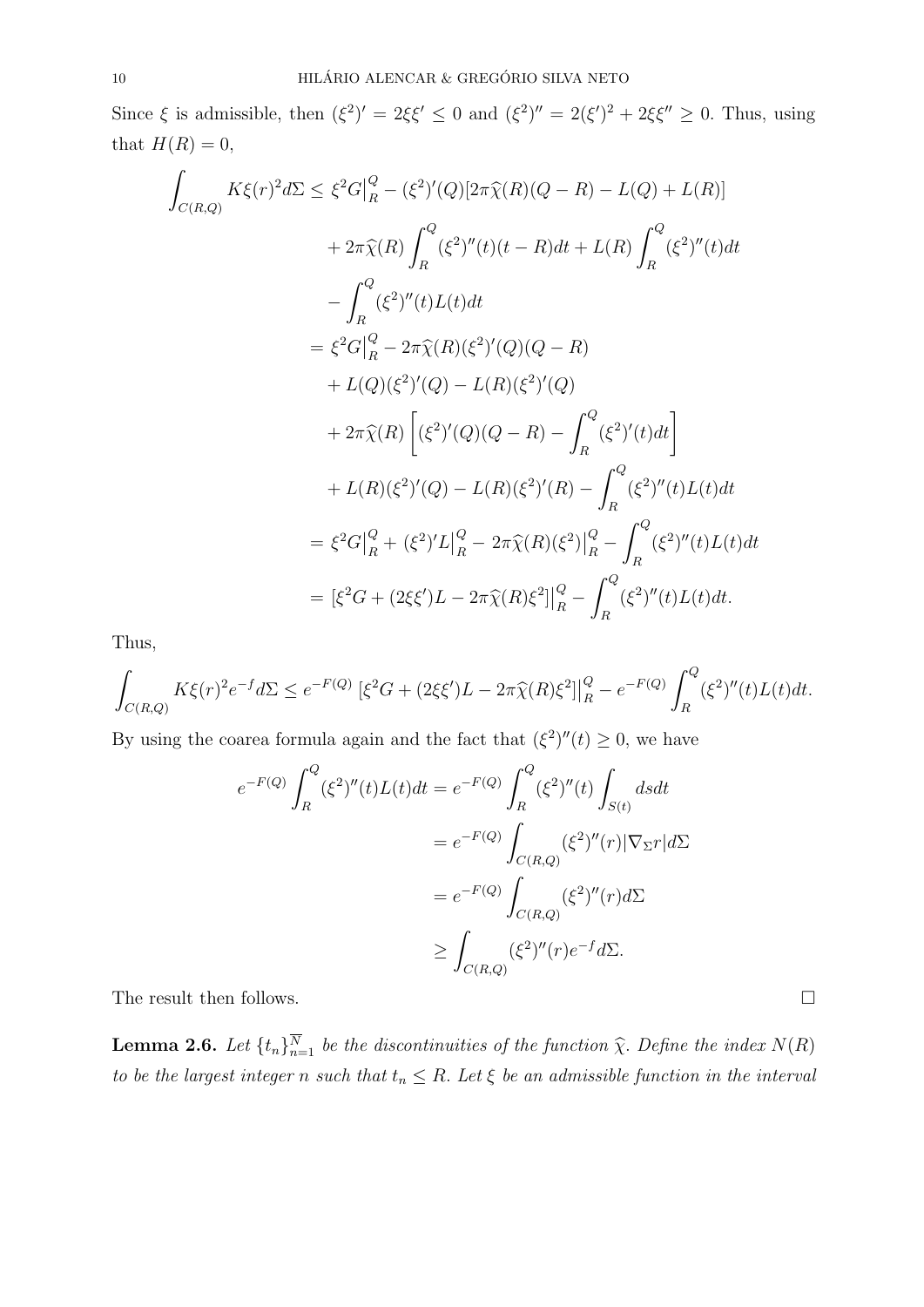Since $\xi$ is admissible, then $(\xi^2)' = 2\xi\xi' \leq 0$ and $(\xi^2)'' = 2(\xi')^2 + 2\xi\xi'' \geq 0$. Thus, using that $H(R) = 0$,

$$
\begin{aligned}
\int_{C(R,Q)} K\xi(r)^2 d\Sigma &\leq \xi^2 G\big|_R^Q - (\xi^2)'(Q)[2\pi\widehat{\chi}(R)(Q-R) - L(Q) + L(R)] \\
&\quad + 2\pi\widehat{\chi}(R)\int_R^Q (\xi^2)''(t)(t-R)dt + L(R)\int_R^Q (\xi^2)''(t)dt \\
&\quad - \int_R^Q (\xi^2)''(t)L(t)dt \\
&= \xi^2 G\big|_R^Q - 2\pi\widehat{\chi}(R)(\xi^2)'(Q)(Q-R) \\
&\quad + L(Q)(\xi^2)'(Q) - L(R)(\xi^2)'(Q) \\
&\quad + 2\pi\widehat{\chi}(R)\left[(\xi^2)'(Q)(Q-R) - \int_R^Q (\xi^2)'(t)dt\right] \\
&\quad + L(R)(\xi^2)'(Q) - L(R)(\xi^2)'(R) - \int_R^Q (\xi^2)''(t)L(t)dt \\
&= \xi^2 G\big|_R^Q + (\xi^2)'L\big|_R^Q - 2\pi\widehat{\chi}(R)(\xi^2)\big|_R^Q - \int_R^Q (\xi^2)''(t)L(t)dt \\
&= \left[\xi^2 G + (2\xi\xi')L - 2\pi\widehat{\chi}(R)\xi^2\right]\big|_R^Q - \int_R^Q (\xi^2)''(t)L(t)dt.
\end{aligned}
$$

Thus,

$$
\int_{C(R,Q)} K\xi(r)^2 e^{-f} d\Sigma \leq e^{-F(Q)}\left[\xi^2 G + (2\xi\xi')L - 2\pi\widehat{\chi}(R)\xi^2\right]\big|_R^Q - e^{-F(Q)}\int_R^Q (\xi^2)''(t)L(t)dt.
$$

By using the coarea formula again and the fact that $(\xi^2)''(t) \geq 0$, we have

$$
\begin{aligned}
e^{-F(Q)}\int_R^Q (\xi^2)''(t)L(t)dt &= e^{-F(Q)}\int_R^Q (\xi^2)''(t)\int_{S(t)} ds dt \\
&= e^{-F(Q)}\int_{C(R,Q)} (\xi^2)''(r)|\nabla_\Sigma r| d\Sigma \\
&= e^{-F(Q)}\int_{C(R,Q)} (\xi^2)''(r) d\Sigma \\
&\geq \int_{C(R,Q)} (\xi^2)''(r)e^{-f} d\Sigma.
\end{aligned}
$$

The result then follows. $\square$

**Lemma 2.6.** *Let $\{t_n\}_{n=1}^{\overline{N}}$ be the discontinuities of the function $\widehat{\chi}$. Define the index $N(R)$ to be the largest integer $n$ such that $t_n \leq R$. Let $\xi$ be an admissible function in the interval*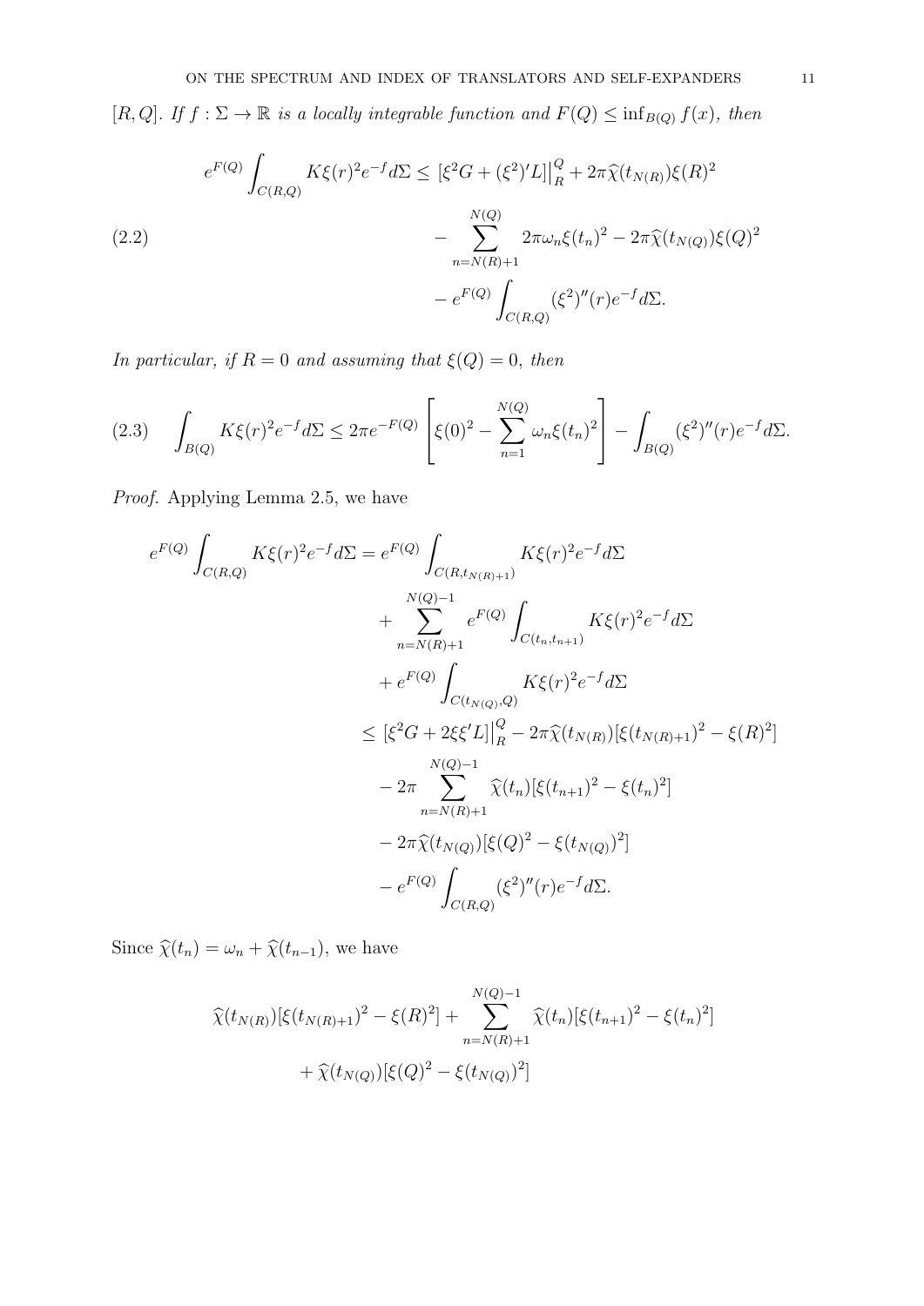$[R, Q]$. *If $f : \Sigma \to \mathbb{R}$ is a locally integrable function and $F(Q) \leq \inf_{B(Q)} f(x)$, then*

$$
\begin{aligned}
e^{F(Q)} \int_{C(R,Q)} K\xi(r)^2 e^{-f} d\Sigma \leq \left[\xi^2 G + (\xi^2)' L\right]\Big|_R^Q &+ 2\pi\widehat{\chi}(t_{N(R)})\xi(R)^2 \\
&- \sum_{n=N(R)+1}^{N(Q)} 2\pi\omega_n \xi(t_n)^2 - 2\pi\widehat{\chi}(t_{N(Q)})\xi(Q)^2 \\
&- e^{F(Q)} \int_{C(R,Q)} (\xi^2)''(r) e^{-f} d\Sigma.
\end{aligned} \tag{2.2}
$$

*In particular, if $R = 0$ and assuming that $\xi(Q) = 0$, then*

$$
\int_{B(Q)} K\xi(r)^2 e^{-f} d\Sigma \leq 2\pi e^{-F(Q)} \left[\xi(0)^2 - \sum_{n=1}^{N(Q)} \omega_n \xi(t_n)^2\right] - \int_{B(Q)} (\xi^2)''(r) e^{-f} d\Sigma. \tag{2.3}
$$

*Proof.* Applying Lemma 2.5, we have

$$
\begin{aligned}
e^{F(Q)} \int_{C(R,Q)} K\xi(r)^2 e^{-f} d\Sigma &= e^{F(Q)} \int_{C(R, t_{N(R)+1})} K\xi(r)^2 e^{-f} d\Sigma \\
&\quad + \sum_{n=N(R)+1}^{N(Q)-1} e^{F(Q)} \int_{C(t_n, t_{n+1})} K\xi(r)^2 e^{-f} d\Sigma \\
&\quad + e^{F(Q)} \int_{C(t_{N(Q)}, Q)} K\xi(r)^2 e^{-f} d\Sigma \\
&\leq \left[\xi^2 G + 2\xi\xi' L\right]\Big|_R^Q - 2\pi\widehat{\chi}(t_{N(R)})[\xi(t_{N(R)+1})^2 - \xi(R)^2] \\
&\quad - 2\pi \sum_{n=N(R)+1}^{N(Q)-1} \widehat{\chi}(t_n)[\xi(t_{n+1})^2 - \xi(t_n)^2] \\
&\quad - 2\pi\widehat{\chi}(t_{N(Q)})[\xi(Q)^2 - \xi(t_{N(Q)})^2] \\
&\quad - e^{F(Q)} \int_{C(R,Q)} (\xi^2)''(r) e^{-f} d\Sigma.
\end{aligned}
$$

Since $\widehat{\chi}(t_n) = \omega_n + \widehat{\chi}(t_{n-1})$, we have

$$
\begin{aligned}
\widehat{\chi}(t_{N(R)})[\xi(t_{N(R)+1})^2 - \xi(R)^2] &+ \sum_{n=N(R)+1}^{N(Q)-1} \widehat{\chi}(t_n)[\xi(t_{n+1})^2 - \xi(t_n)^2] \\
&+ \widehat{\chi}(t_{N(Q)})[\xi(Q)^2 - \xi(t_{N(Q)})^2]
\end{aligned}
$$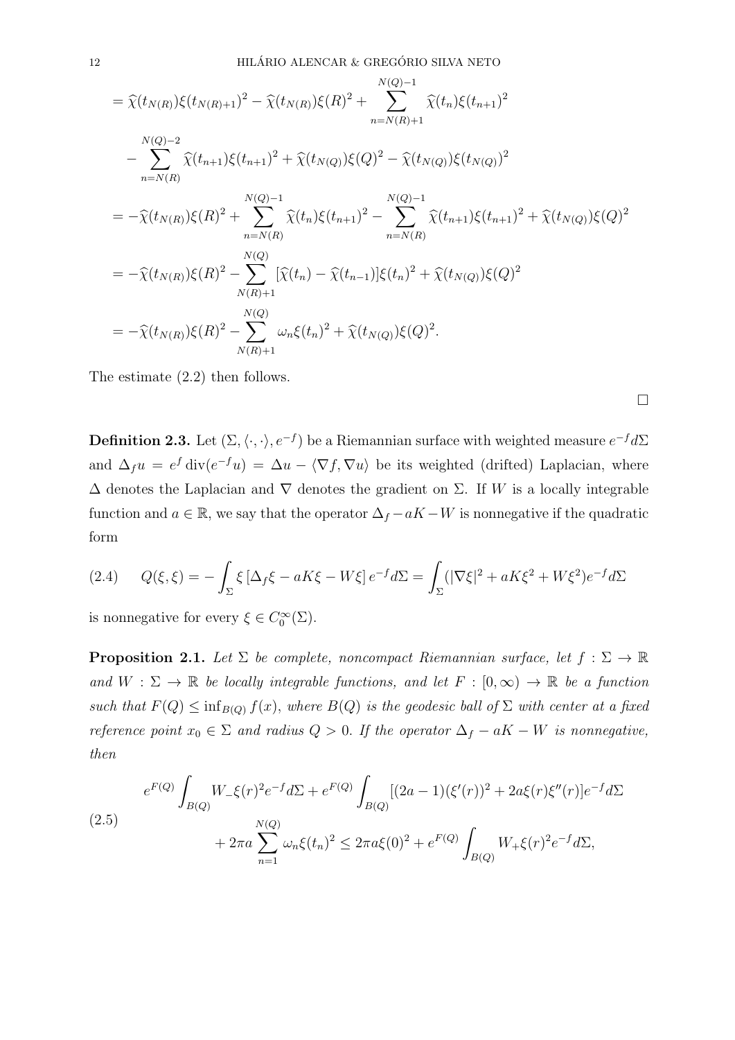$$
\begin{aligned}
&= \widehat{\chi}(t_{N(R)})\xi(t_{N(R)+1})^2 - \widehat{\chi}(t_{N(R)})\xi(R)^2 + \sum_{n=N(R)+1}^{N(Q)-1} \widehat{\chi}(t_n)\xi(t_{n+1})^2 \\
&\quad - \sum_{n=N(R)}^{N(Q)-2} \widehat{\chi}(t_{n+1})\xi(t_{n+1})^2 + \widehat{\chi}(t_{N(Q)})\xi(Q)^2 - \widehat{\chi}(t_{N(Q)})\xi(t_{N(Q)})^2 \\
&= -\widehat{\chi}(t_{N(R)})\xi(R)^2 + \sum_{n=N(R)}^{N(Q)-1} \widehat{\chi}(t_n)\xi(t_{n+1})^2 - \sum_{n=N(R)}^{N(Q)-1} \widehat{\chi}(t_{n+1})\xi(t_{n+1})^2 + \widehat{\chi}(t_{N(Q)})\xi(Q)^2 \\
&= -\widehat{\chi}(t_{N(R)})\xi(R)^2 - \sum_{N(R)+1}^{N(Q)} [\widehat{\chi}(t_n) - \widehat{\chi}(t_{n-1})]\xi(t_n)^2 + \widehat{\chi}(t_{N(Q)})\xi(Q)^2 \\
&= -\widehat{\chi}(t_{N(R)})\xi(R)^2 - \sum_{N(R)+1}^{N(Q)} \omega_n \xi(t_n)^2 + \widehat{\chi}(t_{N(Q)})\xi(Q)^2.
\end{aligned}
$$

The estimate (2.2) then follows.

□

**Definition 2.3.** Let $(\Sigma, \langle \cdot, \cdot \rangle, e^{-f})$ be a Riemannian surface with weighted measure $e^{-f}d\Sigma$ and $\Delta_f u = e^f \operatorname{div}(e^{-f}u) = \Delta u - \langle \nabla f, \nabla u \rangle$ be its weighted (drifted) Laplacian, where $\Delta$ denotes the Laplacian and $\nabla$ denotes the gradient on $\Sigma$. If $W$ is a locally integrable function and $a \in \mathbb{R}$, we say that the operator $\Delta_f - aK - W$ is nonnegative if the quadratic form

$$
(2.4) \qquad Q(\xi, \xi) = -\int_\Sigma \xi \left[\Delta_f \xi - aK\xi - W\xi\right] e^{-f} d\Sigma = \int_\Sigma (|\nabla \xi|^2 + aK\xi^2 + W\xi^2) e^{-f} d\Sigma
$$

is nonnegative for every $\xi \in C_0^\infty(\Sigma)$.

**Proposition 2.1.** *Let $\Sigma$ be complete, noncompact Riemannian surface, let $f : \Sigma \to \mathbb{R}$ and $W : \Sigma \to \mathbb{R}$ be locally integrable functions, and let $F : [0, \infty) \to \mathbb{R}$ be a function such that $F(Q) \leq \inf_{B(Q)} f(x)$, where $B(Q)$ is the geodesic ball of $\Sigma$ with center at a fixed reference point $x_0 \in \Sigma$ and radius $Q > 0$. If the operator $\Delta_f - aK - W$ is nonnegative, then*

$$
(2.5) \qquad
\begin{aligned}
&e^{F(Q)} \int_{B(Q)} W_- \xi(r)^2 e^{-f} d\Sigma + e^{F(Q)} \int_{B(Q)} [(2a-1)(\xi'(r))^2 + 2a\xi(r)\xi''(r)] e^{-f} d\Sigma \\
&\qquad + 2\pi a \sum_{n=1}^{N(Q)} \omega_n \xi(t_n)^2 \leq 2\pi a \xi(0)^2 + e^{F(Q)} \int_{B(Q)} W_+ \xi(r)^2 e^{-f} d\Sigma,
\end{aligned}
$$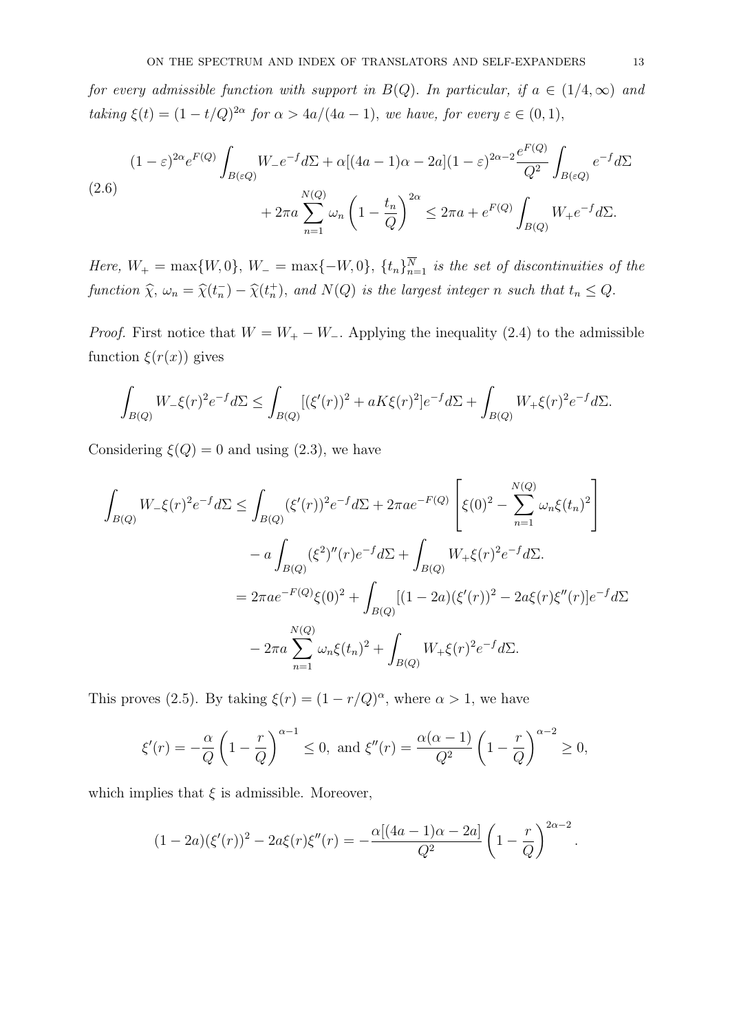*for every admissible function with support in $B(Q)$. In particular, if $a \in (1/4, \infty)$ and taking $\xi(t) = (1 - t/Q)^{2\alpha}$ for $\alpha > 4a/(4a-1)$, we have, for every $\varepsilon \in (0,1)$,*

$$
\begin{aligned}
(1-\varepsilon)^{2\alpha} e^{F(Q)} \int_{B(\varepsilon Q)} W_- e^{-f} d\Sigma + \alpha[(4a-1)\alpha - 2a](1-\varepsilon)^{2\alpha-2} \frac{e^{F(Q)}}{Q^2} \int_{B(\varepsilon Q)} e^{-f} d\Sigma \\
+ 2\pi a \sum_{n=1}^{N(Q)} \omega_n \left(1 - \frac{t_n}{Q}\right)^{2\alpha} \leq 2\pi a + e^{F(Q)} \int_{B(Q)} W_+ e^{-f} d\Sigma.
\end{aligned} \tag{2.6}
$$

*Here, $W_+ = \max\{W, 0\}$, $W_- = \max\{-W, 0\}$, $\{t_n\}_{n=1}^{\overline{N}}$ is the set of discontinuities of the function $\widehat{\chi}$, $\omega_n = \widehat{\chi}(t_n^-) - \widehat{\chi}(t_n^+)$, and $N(Q)$ is the largest integer $n$ such that $t_n \leq Q$.*

*Proof.* First notice that $W = W_+ - W_-$. Applying the inequality (2.4) to the admissible function $\xi(r(x))$ gives

$$
\int_{B(Q)} W_- \xi(r)^2 e^{-f} d\Sigma \leq \int_{B(Q)} [(\xi'(r))^2 + aK\xi(r)^2] e^{-f} d\Sigma + \int_{B(Q)} W_+ \xi(r)^2 e^{-f} d\Sigma.
$$

Considering $\xi(Q) = 0$ and using (2.3), we have

$$
\begin{aligned}
\int_{B(Q)} W_- \xi(r)^2 e^{-f} d\Sigma &\leq \int_{B(Q)} (\xi'(r))^2 e^{-f} d\Sigma + 2\pi a e^{-F(Q)} \left[\xi(0)^2 - \sum_{n=1}^{N(Q)} \omega_n \xi(t_n)^2\right] \\
&\quad - a \int_{B(Q)} (\xi^2)''(r) e^{-f} d\Sigma + \int_{B(Q)} W_+ \xi(r)^2 e^{-f} d\Sigma. \\
&= 2\pi a e^{-F(Q)} \xi(0)^2 + \int_{B(Q)} [(1-2a)(\xi'(r))^2 - 2a\xi(r)\xi''(r)] e^{-f} d\Sigma \\
&\quad - 2\pi a \sum_{n=1}^{N(Q)} \omega_n \xi(t_n)^2 + \int_{B(Q)} W_+ \xi(r)^2 e^{-f} d\Sigma.
\end{aligned}
$$

This proves (2.5). By taking $\xi(r) = (1 - r/Q)^\alpha$, where $\alpha > 1$, we have

$$
\xi'(r) = -\frac{\alpha}{Q}\left(1 - \frac{r}{Q}\right)^{\alpha-1} \leq 0, \text{ and } \xi''(r) = \frac{\alpha(\alpha-1)}{Q^2}\left(1 - \frac{r}{Q}\right)^{\alpha-2} \geq 0,
$$

which implies that $\xi$ is admissible. Moreover,

$$
(1-2a)(\xi'(r))^2 - 2a\xi(r)\xi''(r) = -\frac{\alpha[(4a-1)\alpha - 2a]}{Q^2}\left(1 - \frac{r}{Q}\right)^{2\alpha-2}.
$$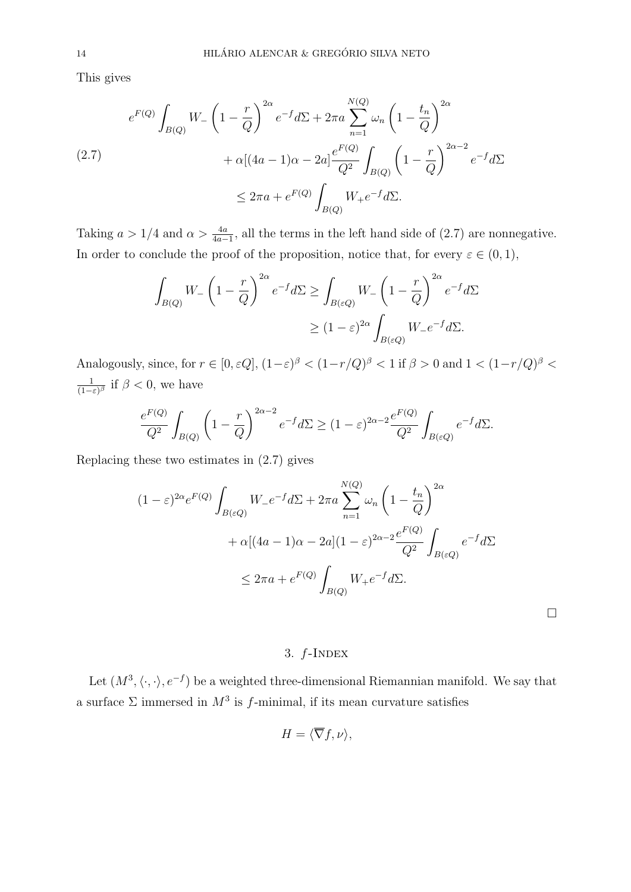This gives

$$
\begin{aligned}
e^{F(Q)}\int_{B(Q)} W_-\left(1-\frac{r}{Q}\right)^{2\alpha} e^{-f}d\Sigma + 2\pi a\sum_{n=1}^{N(Q)}\omega_n\left(1-\frac{t_n}{Q}\right)^{2\alpha}& \\
+\alpha[(4a-1)\alpha-2a]\frac{e^{F(Q)}}{Q^2}\int_{B(Q)}\left(1-\frac{r}{Q}\right)^{2\alpha-2}e^{-f}d\Sigma& \\
\leq 2\pi a + e^{F(Q)}\int_{B(Q)} W_+ e^{-f}d\Sigma.&
\end{aligned}
\tag{2.7}
$$

Taking $a > 1/4$ and $\alpha > \frac{4a}{4a-1}$, all the terms in the left hand side of (2.7) are nonnegative. In order to conclude the proof of the proposition, notice that, for every $\varepsilon \in (0,1)$,

$$
\begin{aligned}
\int_{B(Q)} W_-\left(1-\frac{r}{Q}\right)^{2\alpha} e^{-f}d\Sigma &\geq \int_{B(\varepsilon Q)} W_-\left(1-\frac{r}{Q}\right)^{2\alpha} e^{-f}d\Sigma \\
&\geq (1-\varepsilon)^{2\alpha}\int_{B(\varepsilon Q)} W_- e^{-f}d\Sigma.
\end{aligned}
$$

Analogously, since, for $r \in [0, \varepsilon Q]$, $(1-\varepsilon)^\beta < (1-r/Q)^\beta < 1$ if $\beta > 0$ and $1 < (1-r/Q)^\beta < \frac{1}{(1-\varepsilon)^\beta}$ if $\beta < 0$, we have

$$
\frac{e^{F(Q)}}{Q^2}\int_{B(Q)}\left(1-\frac{r}{Q}\right)^{2\alpha-2}e^{-f}d\Sigma \geq (1-\varepsilon)^{2\alpha-2}\frac{e^{F(Q)}}{Q^2}\int_{B(\varepsilon Q)} e^{-f}d\Sigma.
$$

Replacing these two estimates in (2.7) gives

$$
\begin{aligned}
(1-\varepsilon)^{2\alpha}e^{F(Q)}\int_{B(\varepsilon Q)} W_- e^{-f}d\Sigma + 2\pi a\sum_{n=1}^{N(Q)}\omega_n\left(1-\frac{t_n}{Q}\right)^{2\alpha}& \\
+\alpha[(4a-1)\alpha-2a](1-\varepsilon)^{2\alpha-2}\frac{e^{F(Q)}}{Q^2}\int_{B(\varepsilon Q)} e^{-f}d\Sigma& \\
\leq 2\pi a + e^{F(Q)}\int_{B(Q)} W_+ e^{-f}d\Sigma.&
\end{aligned}
$$

□

## 3. $f$-Index

Let $(M^3, \langle\cdot,\cdot\rangle, e^{-f})$ be a weighted three-dimensional Riemannian manifold. We say that a surface $\Sigma$ immersed in $M^3$ is $f$-minimal, if its mean curvature satisfies

$$
H = \langle \overline{\nabla} f, \nu\rangle,
$$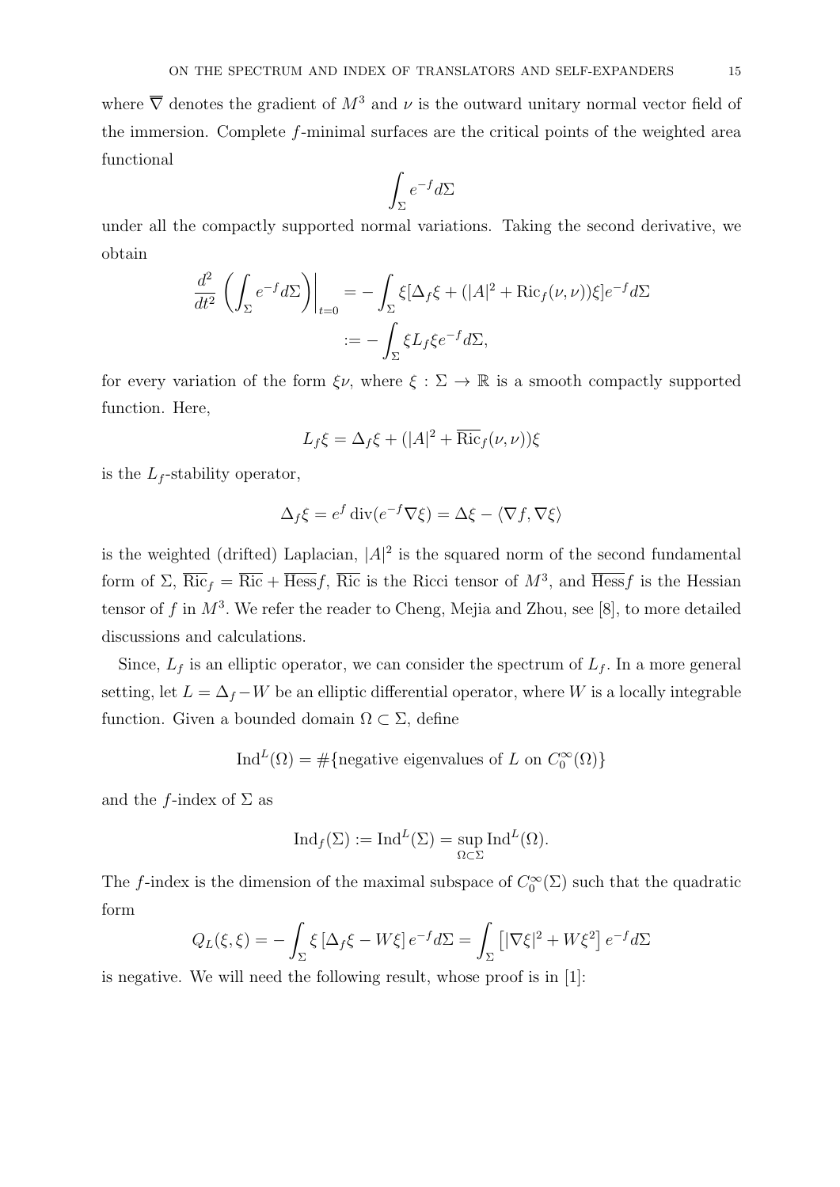where $\overline{\nabla}$ denotes the gradient of $M^3$ and $\nu$ is the outward unitary normal vector field of the immersion. Complete $f$-minimal surfaces are the critical points of the weighted area functional

$$\int_\Sigma e^{-f} d\Sigma$$

under all the compactly supported normal variations. Taking the second derivative, we obtain

$$\begin{aligned}\frac{d^2}{dt^2}\left(\int_\Sigma e^{-f}d\Sigma\right)\bigg|_{t=0} &= -\int_\Sigma \xi[\Delta_f \xi + (|A|^2 + \mathrm{Ric}_f(\nu,\nu))\xi]e^{-f}d\Sigma \\ &:= -\int_\Sigma \xi L_f \xi e^{-f} d\Sigma,\end{aligned}$$

for every variation of the form $\xi\nu$, where $\xi : \Sigma \to \mathbb{R}$ is a smooth compactly supported function. Here,

$$L_f \xi = \Delta_f \xi + (|A|^2 + \overline{\mathrm{Ric}}_f(\nu,\nu))\xi$$

is the $L_f$-stability operator,

$$\Delta_f \xi = e^f \operatorname{div}(e^{-f}\nabla \xi) = \Delta \xi - \langle \nabla f, \nabla \xi \rangle$$

is the weighted (drifted) Laplacian, $|A|^2$ is the squared norm of the second fundamental form of $\Sigma$, $\overline{\mathrm{Ric}}_f = \overline{\mathrm{Ric}} + \overline{\mathrm{Hess}} f$, $\overline{\mathrm{Ric}}$ is the Ricci tensor of $M^3$, and $\overline{\mathrm{Hess}} f$ is the Hessian tensor of $f$ in $M^3$. We refer the reader to Cheng, Mejia and Zhou, see [8], to more detailed discussions and calculations.

Since, $L_f$ is an elliptic operator, we can consider the spectrum of $L_f$. In a more general setting, let $L = \Delta_f - W$ be an elliptic differential operator, where $W$ is a locally integrable function. Given a bounded domain $\Omega \subset \Sigma$, define

$$\mathrm{Ind}^L(\Omega) = \#\{\text{negative eigenvalues of } L \text{ on } C_0^\infty(\Omega)\}$$

and the $f$-index of $\Sigma$ as

$$\mathrm{Ind}_f(\Sigma) := \mathrm{Ind}^L(\Sigma) = \sup_{\Omega \subset \Sigma} \mathrm{Ind}^L(\Omega).$$

The $f$-index is the dimension of the maximal subspace of $C_0^\infty(\Sigma)$ such that the quadratic form

$$Q_L(\xi,\xi) = -\int_\Sigma \xi\left[\Delta_f \xi - W\xi\right] e^{-f} d\Sigma = \int_\Sigma \left[|\nabla \xi|^2 + W\xi^2\right] e^{-f} d\Sigma$$

is negative. We will need the following result, whose proof is in [1]: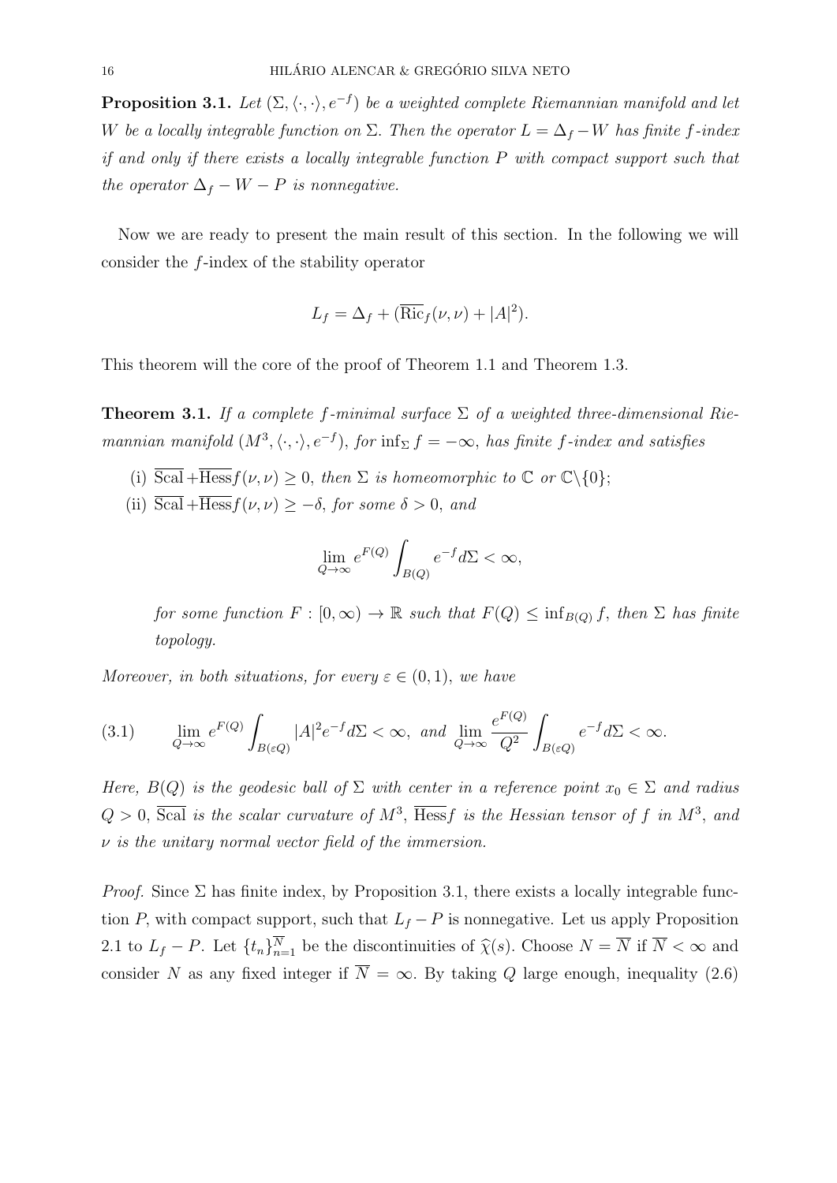**Proposition 3.1.** *Let $(\Sigma, \langle\cdot,\cdot\rangle, e^{-f})$ be a weighted complete Riemannian manifold and let $W$ be a locally integrable function on $\Sigma$. Then the operator $L = \Delta_f - W$ has finite $f$-index if and only if there exists a locally integrable function $P$ with compact support such that the operator $\Delta_f - W - P$ is nonnegative.*

Now we are ready to present the main result of this section. In the following we will consider the $f$-index of the stability operator

$$L_f = \Delta_f + (\overline{\mathrm{Ric}}_f(\nu,\nu) + |A|^2).$$

This theorem will the core of the proof of Theorem 1.1 and Theorem 1.3.

**Theorem 3.1.** *If a complete $f$-minimal surface $\Sigma$ of a weighted three-dimensional Riemannian manifold $(M^3, \langle\cdot,\cdot\rangle, e^{-f})$, for $\inf_\Sigma f = -\infty$, has finite $f$-index and satisfies*

(i) $\overline{\mathrm{Scal}} + \overline{\mathrm{Hess}} f(\nu,\nu) \geq 0$, *then $\Sigma$ is homeomorphic to $\mathbb{C}$ or $\mathbb{C}\backslash\{0\}$;*

(ii) $\overline{\mathrm{Scal}} + \overline{\mathrm{Hess}} f(\nu,\nu) \geq -\delta$, *for some $\delta > 0$, and*

$$\lim_{Q\to\infty} e^{F(Q)} \int_{B(Q)} e^{-f} d\Sigma < \infty,$$

*for some function $F : [0,\infty) \to \mathbb{R}$ such that $F(Q) \leq \inf_{B(Q)} f$, then $\Sigma$ has finite topology.*

*Moreover, in both situations, for every $\varepsilon \in (0,1)$, we have*

$$\lim_{Q\to\infty} e^{F(Q)} \int_{B(\varepsilon Q)} |A|^2 e^{-f} d\Sigma < \infty, \text{ and } \lim_{Q\to\infty} \frac{e^{F(Q)}}{Q^2} \int_{B(\varepsilon Q)} e^{-f} d\Sigma < \infty. \tag{3.1}$$

*Here, $B(Q)$ is the geodesic ball of $\Sigma$ with center in a reference point $x_0 \in \Sigma$ and radius $Q > 0$, $\overline{\mathrm{Scal}}$ is the scalar curvature of $M^3$, $\overline{\mathrm{Hess}} f$ is the Hessian tensor of $f$ in $M^3$, and $\nu$ is the unitary normal vector field of the immersion.*

*Proof.* Since $\Sigma$ has finite index, by Proposition 3.1, there exists a locally integrable function $P$, with compact support, such that $L_f - P$ is nonnegative. Let us apply Proposition 2.1 to $L_f - P$. Let $\{t_n\}_{n=1}^{\overline{N}}$ be the discontinuities of $\widehat{\chi}(s)$. Choose $N = \overline{N}$ if $\overline{N} < \infty$ and consider $N$ as any fixed integer if $\overline{N} = \infty$. By taking $Q$ large enough, inequality (2.6)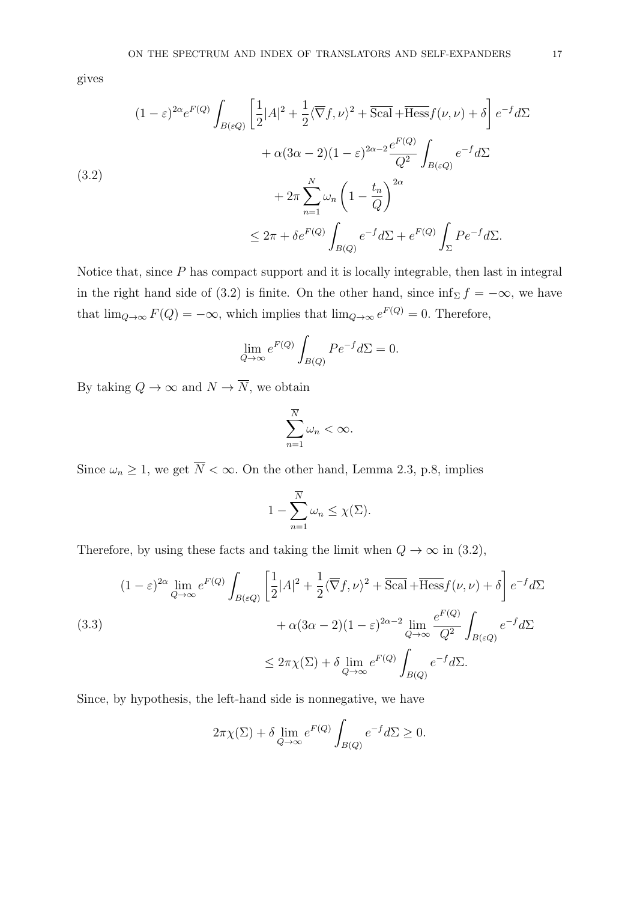gives

$$
\begin{aligned}
(1-\varepsilon)^{2\alpha} e^{F(Q)} \int_{B(\varepsilon Q)} \left[\frac{1}{2}|A|^2 + \frac{1}{2}\langle \overline{\nabla} f, \nu\rangle^2 + \overline{\mathrm{Scal}} + \overline{\mathrm{Hess}} f(\nu,\nu) + \delta\right] e^{-f} d\Sigma \\
+ \alpha(3\alpha - 2)(1-\varepsilon)^{2\alpha-2} \frac{e^{F(Q)}}{Q^2} \int_{B(\varepsilon Q)} e^{-f} d\Sigma \\
+ 2\pi \sum_{n=1}^{N} \omega_n \left(1 - \frac{t_n}{Q}\right)^{2\alpha} \\
\leq 2\pi + \delta e^{F(Q)} \int_{B(Q)} e^{-f} d\Sigma + e^{F(Q)} \int_{\Sigma} P e^{-f} d\Sigma.
\end{aligned}
\tag{3.2}
$$

Notice that, since $P$ has compact support and it is locally integrable, then last in integral in the right hand side of (3.2) is finite. On the other hand, since $\inf_\Sigma f = -\infty$, we have that $\lim_{Q\to\infty} F(Q) = -\infty$, which implies that $\lim_{Q\to\infty} e^{F(Q)} = 0$. Therefore,

$$
\lim_{Q\to\infty} e^{F(Q)} \int_{B(Q)} P e^{-f} d\Sigma = 0.
$$

By taking $Q \to \infty$ and $N \to \overline{N}$, we obtain

$$
\sum_{n=1}^{\overline{N}} \omega_n < \infty.
$$

Since $\omega_n \geq 1$, we get $\overline{N} < \infty$. On the other hand, Lemma 2.3, p.8, implies

$$
1 - \sum_{n=1}^{\overline{N}} \omega_n \leq \chi(\Sigma).
$$

Therefore, by using these facts and taking the limit when $Q \to \infty$ in (3.2),

$$
\begin{aligned}
(1-\varepsilon)^{2\alpha} \lim_{Q\to\infty} e^{F(Q)} \int_{B(\varepsilon Q)} \left[\frac{1}{2}|A|^2 + \frac{1}{2}\langle \overline{\nabla} f, \nu\rangle^2 + \overline{\mathrm{Scal}} + \overline{\mathrm{Hess}} f(\nu,\nu) + \delta\right] e^{-f} d\Sigma \\
+ \alpha(3\alpha - 2)(1-\varepsilon)^{2\alpha-2} \lim_{Q\to\infty} \frac{e^{F(Q)}}{Q^2} \int_{B(\varepsilon Q)} e^{-f} d\Sigma \\
\leq 2\pi\chi(\Sigma) + \delta \lim_{Q\to\infty} e^{F(Q)} \int_{B(Q)} e^{-f} d\Sigma.
\end{aligned}
\tag{3.3}
$$

Since, by hypothesis, the left-hand side is nonnegative, we have

$$
2\pi\chi(\Sigma) + \delta \lim_{Q\to\infty} e^{F(Q)} \int_{B(Q)} e^{-f} d\Sigma \geq 0.
$$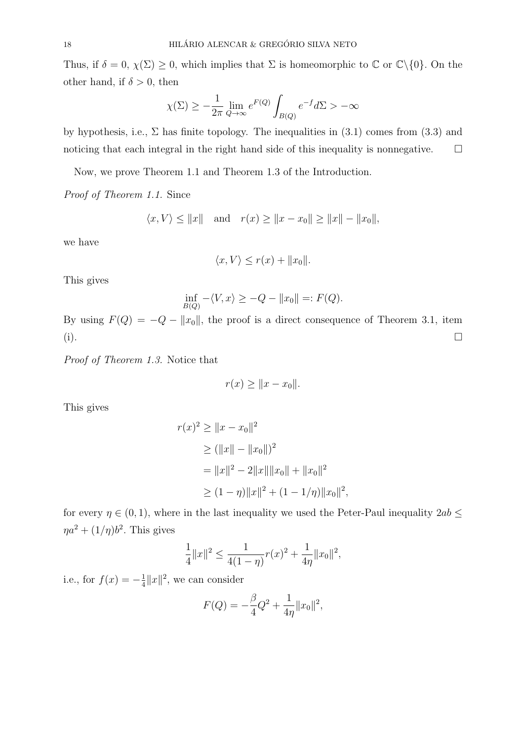Thus, if $\delta = 0$, $\chi(\Sigma) \geq 0$, which implies that $\Sigma$ is homeomorphic to $\mathbb{C}$ or $\mathbb{C}\backslash\{0\}$. On the other hand, if $\delta > 0$, then

$$\chi(\Sigma) \geq -\frac{1}{2\pi} \lim_{Q\to\infty} e^{F(Q)} \int_{B(Q)} e^{-f} d\Sigma > -\infty$$

by hypothesis, i.e., $\Sigma$ has finite topology. The inequalities in (3.1) comes from (3.3) and noticing that each integral in the right hand side of this inequality is nonnegative. $\square$

Now, we prove Theorem 1.1 and Theorem 1.3 of the Introduction.

*Proof of Theorem 1.1.* Since

$$\langle x, V\rangle \leq \|x\| \quad \text{and} \quad r(x) \geq \|x - x_0\| \geq \|x\| - \|x_0\|,$$

we have

$$\langle x, V\rangle \leq r(x) + \|x_0\|.$$

This gives

$$\inf_{B(Q)} -\langle V, x\rangle \geq -Q - \|x_0\| =: F(Q).$$

By using $F(Q) = -Q - \|x_0\|$, the proof is a direct consequence of Theorem 3.1, item (i). $\square$

*Proof of Theorem 1.3.* Notice that

$$r(x) \geq \|x - x_0\|.$$

This gives

$$\begin{aligned}
r(x)^2 &\geq \|x - x_0\|^2 \\
&\geq (\|x\| - \|x_0\|)^2 \\
&= \|x\|^2 - 2\|x\|\|x_0\| + \|x_0\|^2 \\
&\geq (1-\eta)\|x\|^2 + (1 - 1/\eta)\|x_0\|^2,
\end{aligned}$$

for every $\eta \in (0,1)$, where in the last inequality we used the Peter-Paul inequality $2ab \leq \eta a^2 + (1/\eta)b^2$. This gives

$$\frac{1}{4}\|x\|^2 \leq \frac{1}{4(1-\eta)} r(x)^2 + \frac{1}{4\eta}\|x_0\|^2,$$

i.e., for $f(x) = -\frac{1}{4}\|x\|^2$, we can consider

$$F(Q) = -\frac{\beta}{4}Q^2 + \frac{1}{4\eta}\|x_0\|^2,$$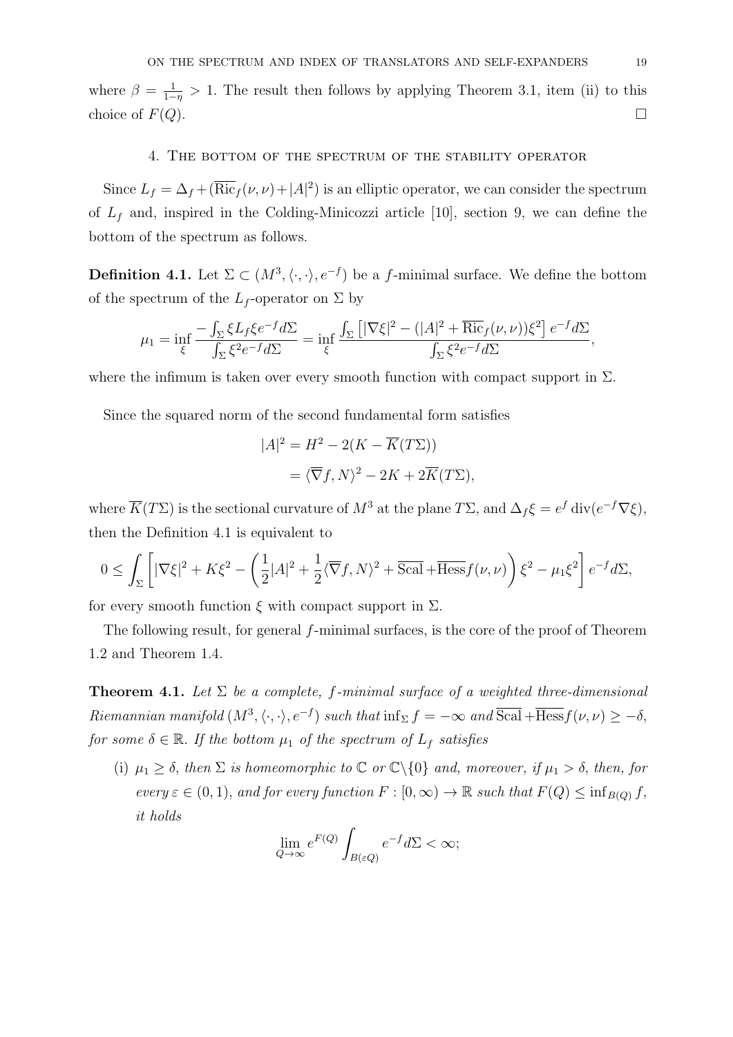where $\beta = \frac{1}{1-\eta} > 1$. The result then follows by applying Theorem 3.1, item (ii) to this choice of $F(Q)$. $\square$

## 4. The bottom of the spectrum of the stability operator

Since $L_f = \Delta_f + (\overline{\mathrm{Ric}}_f(\nu,\nu) + |A|^2)$ is an elliptic operator, we can consider the spectrum of $L_f$ and, inspired in the Colding-Minicozzi article [10], section 9, we can define the bottom of the spectrum as follows.

**Definition 4.1.** Let $\Sigma \subset (M^3, \langle \cdot, \cdot \rangle, e^{-f})$ be a $f$-minimal surface. We define the bottom of the spectrum of the $L_f$-operator on $\Sigma$ by

$$\mu_1 = \inf_{\xi} \frac{-\int_\Sigma \xi L_f \xi e^{-f} d\Sigma}{\int_\Sigma \xi^2 e^{-f} d\Sigma} = \inf_{\xi} \frac{\int_\Sigma \left[ |\nabla \xi|^2 - (|A|^2 + \overline{\mathrm{Ric}}_f(\nu,\nu))\xi^2 \right] e^{-f} d\Sigma}{\int_\Sigma \xi^2 e^{-f} d\Sigma},$$

where the infimum is taken over every smooth function with compact support in $\Sigma$.

Since the squared norm of the second fundamental form satisfies

$$\begin{aligned} |A|^2 &= H^2 - 2(K - \overline{K}(T\Sigma)) \\ &= \langle \overline{\nabla} f, N \rangle^2 - 2K + 2\overline{K}(T\Sigma), \end{aligned}$$

where $\overline{K}(T\Sigma)$ is the sectional curvature of $M^3$ at the plane $T\Sigma$, and $\Delta_f \xi = e^f \operatorname{div}(e^{-f} \nabla \xi)$, then the Definition 4.1 is equivalent to

$$0 \leq \int_\Sigma \left[ |\nabla \xi|^2 + K\xi^2 - \left( \frac{1}{2}|A|^2 + \frac{1}{2}\langle \overline{\nabla} f, N \rangle^2 + \overline{\mathrm{Scal}} + \overline{\mathrm{Hess}} f(\nu,\nu) \right) \xi^2 - \mu_1 \xi^2 \right] e^{-f} d\Sigma,$$

for every smooth function $\xi$ with compact support in $\Sigma$.

The following result, for general $f$-minimal surfaces, is the core of the proof of Theorem 1.2 and Theorem 1.4.

**Theorem 4.1.** *Let $\Sigma$ be a complete, $f$-minimal surface of a weighted three-dimensional Riemannian manifold $(M^3, \langle \cdot, \cdot \rangle, e^{-f})$ such that $\inf_\Sigma f = -\infty$ and $\overline{\mathrm{Scal}} + \overline{\mathrm{Hess}} f(\nu,\nu) \geq -\delta$, for some $\delta \in \mathbb{R}$. If the bottom $\mu_1$ of the spectrum of $L_f$ satisfies*

(i) *$\mu_1 \geq \delta$, then $\Sigma$ is homeomorphic to $\mathbb{C}$ or $\mathbb{C} \backslash \{0\}$ and, moreover, if $\mu_1 > \delta$, then, for every $\varepsilon \in (0,1)$, and for every function $F : [0, \infty) \to \mathbb{R}$ such that $F(Q) \leq \inf_{B(Q)} f$, it holds*

$$\lim_{Q \to \infty} e^{F(Q)} \int_{B(\varepsilon Q)} e^{-f} d\Sigma < \infty;$$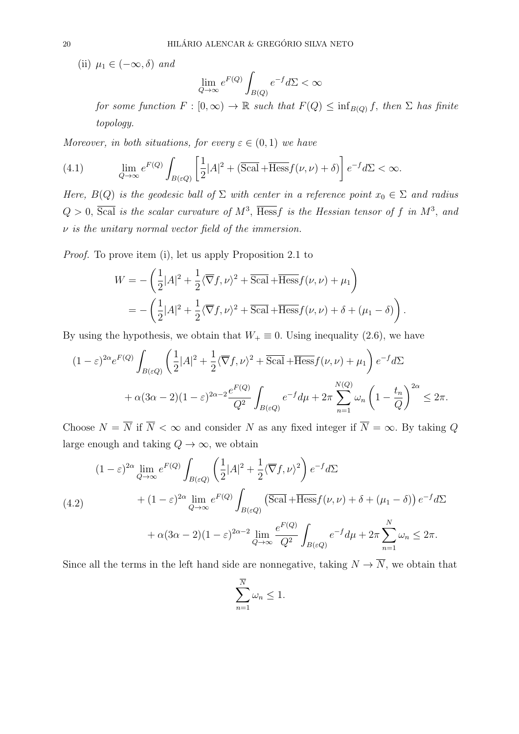(ii) $\mu_1 \in (-\infty, \delta)$ *and*

$$\lim_{Q\to\infty} e^{F(Q)} \int_{B(Q)} e^{-f} d\Sigma < \infty$$

*for some function* $F : [0, \infty) \to \mathbb{R}$ *such that* $F(Q) \leq \inf_{B(Q)} f$, *then* $\Sigma$ *has finite topology.*

*Moreover, in both situations, for every* $\varepsilon \in (0, 1)$ *we have*

$$\lim_{Q\to\infty} e^{F(Q)} \int_{B(\varepsilon Q)} \left[ \frac{1}{2}|A|^2 + (\overline{\mathrm{Scal}} + \overline{\mathrm{Hess}} f(\nu,\nu) + \delta) \right] e^{-f} d\Sigma < \infty. \tag{4.1}$$

*Here,* $B(Q)$ *is the geodesic ball of* $\Sigma$ *with center in a reference point* $x_0 \in \Sigma$ *and radius* $Q > 0$, $\overline{\mathrm{Scal}}$ *is the scalar curvature of* $M^3$, $\overline{\mathrm{Hess}} f$ *is the Hessian tensor of* $f$ *in* $M^3$, *and* $\nu$ *is the unitary normal vector field of the immersion.*

*Proof.* To prove item (i), let us apply Proposition 2.1 to

$$\begin{aligned} W &= -\left( \frac{1}{2}|A|^2 + \frac{1}{2}\langle \overline{\nabla} f, \nu\rangle^2 + \overline{\mathrm{Scal}} + \overline{\mathrm{Hess}} f(\nu,\nu) + \mu_1 \right) \\ &= -\left( \frac{1}{2}|A|^2 + \frac{1}{2}\langle \overline{\nabla} f, \nu\rangle^2 + \overline{\mathrm{Scal}} + \overline{\mathrm{Hess}} f(\nu,\nu) + \delta + (\mu_1 - \delta) \right). \end{aligned}$$

By using the hypothesis, we obtain that $W_+ \equiv 0$. Using inequality (2.6), we have

$$\begin{aligned} &(1-\varepsilon)^{2\alpha} e^{F(Q)} \int_{B(\varepsilon Q)} \left( \frac{1}{2}|A|^2 + \frac{1}{2}\langle \overline{\nabla} f, \nu\rangle^2 + \overline{\mathrm{Scal}} + \overline{\mathrm{Hess}} f(\nu,\nu) + \mu_1 \right) e^{-f} d\Sigma \\ &\quad + \alpha(3\alpha - 2)(1-\varepsilon)^{2\alpha-2} \frac{e^{F(Q)}}{Q^2} \int_{B(\varepsilon Q)} e^{-f} d\mu + 2\pi \sum_{n=1}^{N(Q)} \omega_n \left(1 - \frac{t_n}{Q}\right)^{2\alpha} \leq 2\pi. \end{aligned}$$

Choose $N = \overline{N}$ if $\overline{N} < \infty$ and consider $N$ as any fixed integer if $\overline{N} = \infty$. By taking $Q$ large enough and taking $Q \to \infty$, we obtain

$$\begin{aligned} &(1-\varepsilon)^{2\alpha} \lim_{Q\to\infty} e^{F(Q)} \int_{B(\varepsilon Q)} \left( \frac{1}{2}|A|^2 + \frac{1}{2}\langle \overline{\nabla} f, \nu\rangle^2 \right) e^{-f} d\Sigma \\ &\quad + (1-\varepsilon)^{2\alpha} \lim_{Q\to\infty} e^{F(Q)} \int_{B(\varepsilon Q)} \left( \overline{\mathrm{Scal}} + \overline{\mathrm{Hess}} f(\nu,\nu) + \delta + (\mu_1 - \delta) \right) e^{-f} d\Sigma \\ &\quad + \alpha(3\alpha - 2)(1-\varepsilon)^{2\alpha-2} \lim_{Q\to\infty} \frac{e^{F(Q)}}{Q^2} \int_{B(\varepsilon Q)} e^{-f} d\mu + 2\pi \sum_{n=1}^{N} \omega_n \leq 2\pi. \end{aligned} \tag{4.2}$$

Since all the terms in the left hand side are nonnegative, taking $N \to \overline{N}$, we obtain that

$$\sum_{n=1}^{\overline{N}} \omega_n \leq 1.$$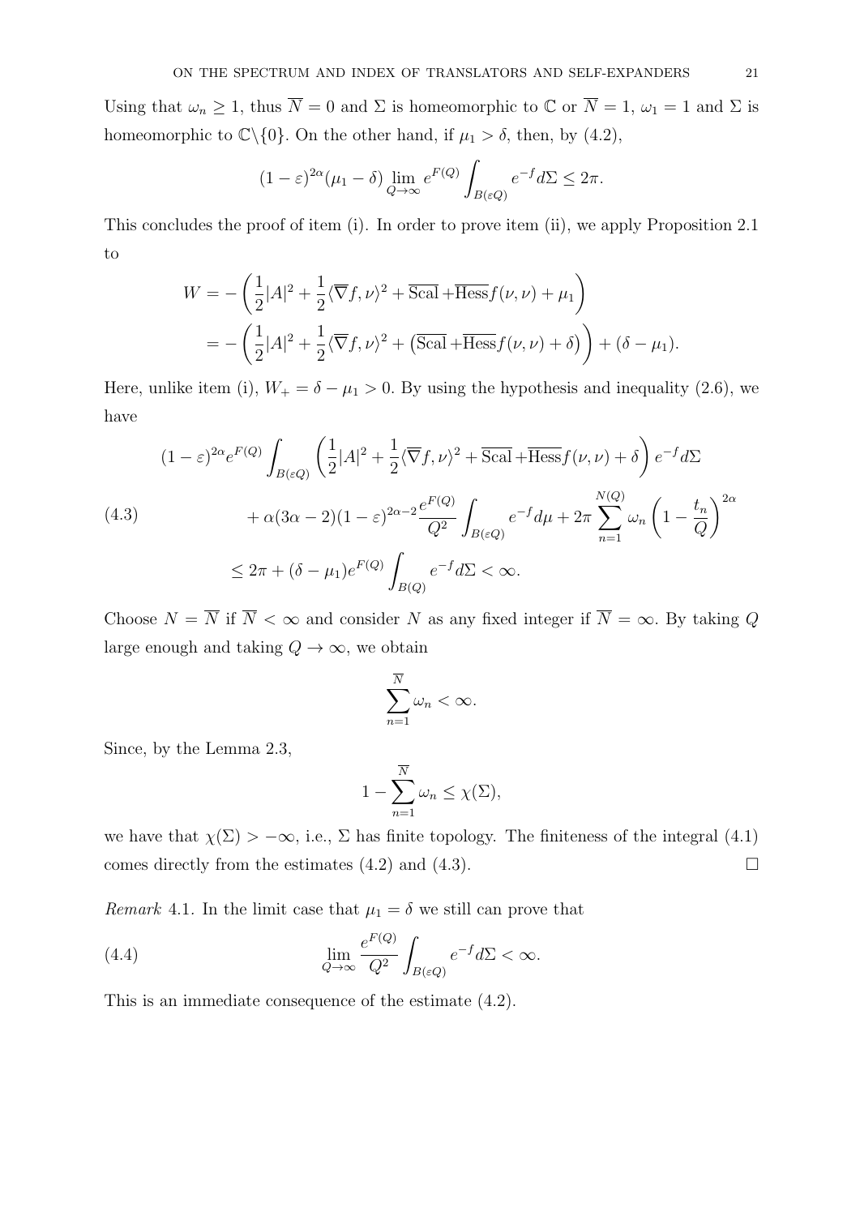Using that $\omega_n \geq 1$, thus $\overline{N} = 0$ and $\Sigma$ is homeomorphic to $\mathbb{C}$ or $\overline{N} = 1$, $\omega_1 = 1$ and $\Sigma$ is homeomorphic to $\mathbb{C}\backslash\{0\}$. On the other hand, if $\mu_1 > \delta$, then, by (4.2),

$$(1-\varepsilon)^{2\alpha}(\mu_1 - \delta) \lim_{Q\to\infty} e^{F(Q)} \int_{B(\varepsilon Q)} e^{-f} d\Sigma \leq 2\pi.$$

This concludes the proof of item (i). In order to prove item (ii), we apply Proposition 2.1 to

$$\begin{aligned}
W &= -\left(\frac{1}{2}|A|^2 + \frac{1}{2}\langle\overline{\nabla} f, \nu\rangle^2 + \overline{\mathrm{Scal}} + \overline{\mathrm{Hess}} f(\nu,\nu) + \mu_1\right) \\
&= -\left(\frac{1}{2}|A|^2 + \frac{1}{2}\langle\overline{\nabla} f, \nu\rangle^2 + \left(\overline{\mathrm{Scal}} + \overline{\mathrm{Hess}} f(\nu,\nu) + \delta\right)\right) + (\delta - \mu_1).
\end{aligned}$$

Here, unlike item (i), $W_+ = \delta - \mu_1 > 0$. By using the hypothesis and inequality (2.6), we have

$$\begin{aligned}
&(1-\varepsilon)^{2\alpha} e^{F(Q)} \int_{B(\varepsilon Q)} \left(\frac{1}{2}|A|^2 + \frac{1}{2}\langle\overline{\nabla} f, \nu\rangle^2 + \overline{\mathrm{Scal}} + \overline{\mathrm{Hess}} f(\nu,\nu) + \delta\right) e^{-f} d\Sigma \\
&\qquad + \alpha(3\alpha - 2)(1-\varepsilon)^{2\alpha-2} \frac{e^{F(Q)}}{Q^2} \int_{B(\varepsilon Q)} e^{-f} d\mu + 2\pi \sum_{n=1}^{N(Q)} \omega_n \left(1 - \frac{t_n}{Q}\right)^{2\alpha} \qquad (4.3) \\
&\leq 2\pi + (\delta - \mu_1) e^{F(Q)} \int_{B(Q)} e^{-f} d\Sigma < \infty.
\end{aligned}$$

Choose $N = \overline{N}$ if $\overline{N} < \infty$ and consider $N$ as any fixed integer if $\overline{N} = \infty$. By taking $Q$ large enough and taking $Q \to \infty$, we obtain

$$\sum_{n=1}^{\overline{N}} \omega_n < \infty.$$

Since, by the Lemma 2.3,

$$1 - \sum_{n=1}^{\overline{N}} \omega_n \leq \chi(\Sigma),$$

we have that $\chi(\Sigma) > -\infty$, i.e., $\Sigma$ has finite topology. The finiteness of the integral (4.1) comes directly from the estimates (4.2) and (4.3). $\square$

*Remark* 4.1. In the limit case that $\mu_1 = \delta$ we still can prove that

$$\lim_{Q\to\infty} \frac{e^{F(Q)}}{Q^2} \int_{B(\varepsilon Q)} e^{-f} d\Sigma < \infty. \qquad (4.4)$$

This is an immediate consequence of the estimate (4.2).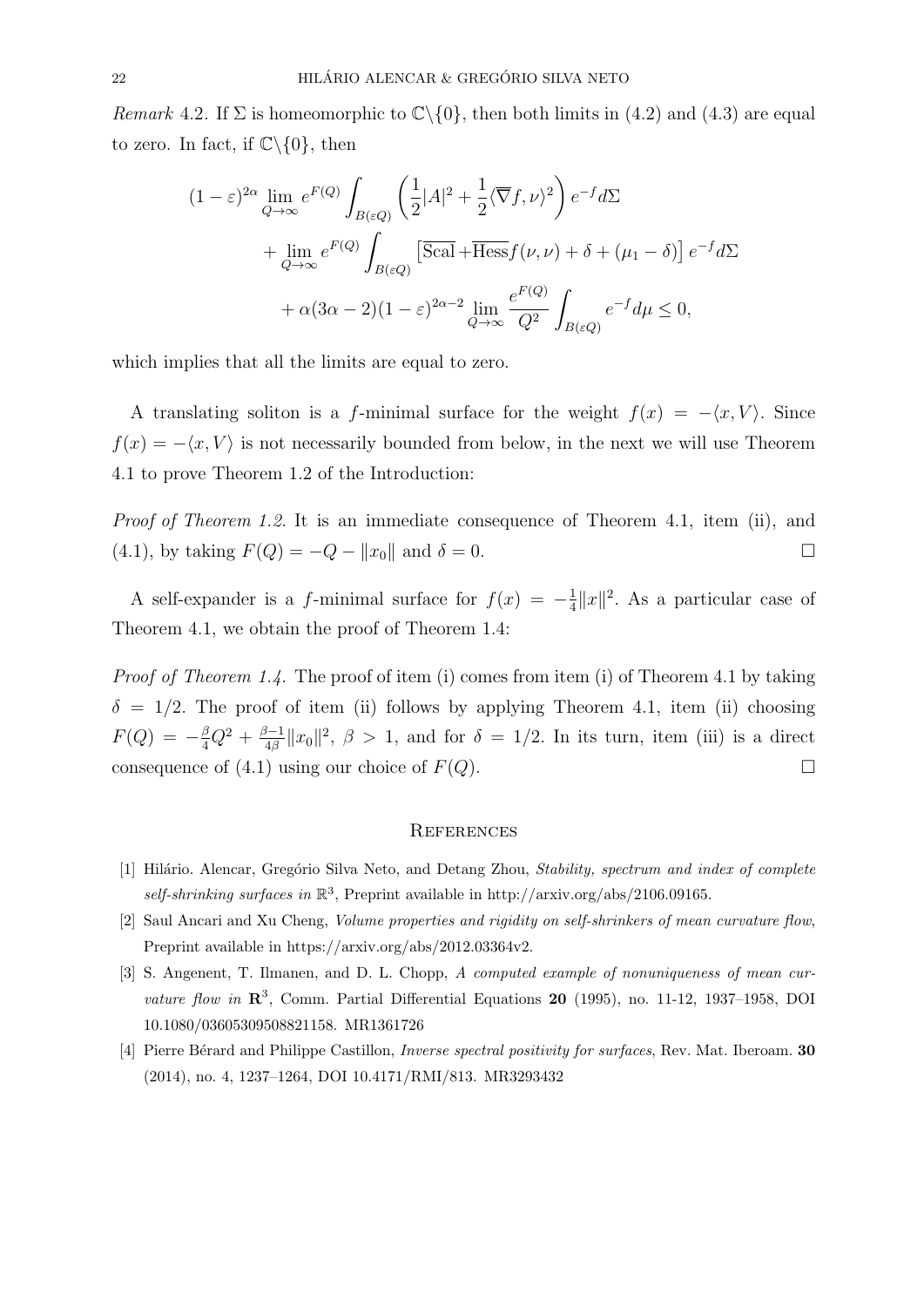*Remark* 4.2. If $\Sigma$ is homeomorphic to $\mathbb{C}\backslash\{0\}$, then both limits in (4.2) and (4.3) are equal to zero. In fact, if $\mathbb{C}\backslash\{0\}$, then

$$
\begin{aligned}
(1-\varepsilon)^{2\alpha}\lim_{Q\to\infty} e^{F(Q)}\int_{B(\varepsilon Q)}\left(\frac{1}{2}|A|^2+\frac{1}{2}\langle\overline{\nabla}f,\nu\rangle^2\right)e^{-f}d\Sigma \\
+\lim_{Q\to\infty} e^{F(Q)}\int_{B(\varepsilon Q)}\left[\overline{\mathrm{Scal}}+\overline{\mathrm{Hess}}f(\nu,\nu)+\delta+(\mu_1-\delta)\right]e^{-f}d\Sigma \\
+\alpha(3\alpha-2)(1-\varepsilon)^{2\alpha-2}\lim_{Q\to\infty}\frac{e^{F(Q)}}{Q^2}\int_{B(\varepsilon Q)} e^{-f}d\mu \leq 0,
\end{aligned}
$$

which implies that all the limits are equal to zero.

A translating soliton is a $f$-minimal surface for the weight $f(x) = -\langle x, V\rangle$. Since $f(x) = -\langle x, V\rangle$ is not necessarily bounded from below, in the next we will use Theorem 4.1 to prove Theorem 1.2 of the Introduction:

*Proof of Theorem 1.2.* It is an immediate consequence of Theorem 4.1, item (ii), and (4.1), by taking $F(Q) = -Q - \|x_0\|$ and $\delta = 0$. $\square$

A self-expander is a $f$-minimal surface for $f(x) = -\frac{1}{4}\|x\|^2$. As a particular case of Theorem 4.1, we obtain the proof of Theorem 1.4:

*Proof of Theorem 1.4.* The proof of item (i) comes from item (i) of Theorem 4.1 by taking $\delta = 1/2$. The proof of item (ii) follows by applying Theorem 4.1, item (ii) choosing $F(Q) = -\frac{\beta}{4}Q^2 + \frac{\beta-1}{4\beta}\|x_0\|^2$, $\beta > 1$, and for $\delta = 1/2$. In its turn, item (iii) is a direct consequence of (4.1) using our choice of $F(Q)$. $\square$

## References

[1] Hilário. Alencar, Gregório Silva Neto, and Detang Zhou, *Stability, spectrum and index of complete self-shrinking surfaces in* $\mathbb{R}^3$, Preprint available in http://arxiv.org/abs/2106.09165.

[2] Saul Ancari and Xu Cheng, *Volume properties and rigidity on self-shrinkers of mean curvature flow*, Preprint available in https://arxiv.org/abs/2012.03364v2.

[3] S. Angenent, T. Ilmanen, and D. L. Chopp, *A computed example of nonuniqueness of mean curvature flow in* $\mathbf{R}^3$, Comm. Partial Differential Equations **20** (1995), no. 11-12, 1937–1958, DOI 10.1080/03605309508821158. MR1361726

[4] Pierre Bérard and Philippe Castillon, *Inverse spectral positivity for surfaces*, Rev. Mat. Iberoam. **30** (2014), no. 4, 1237–1264, DOI 10.4171/RMI/813. MR3293432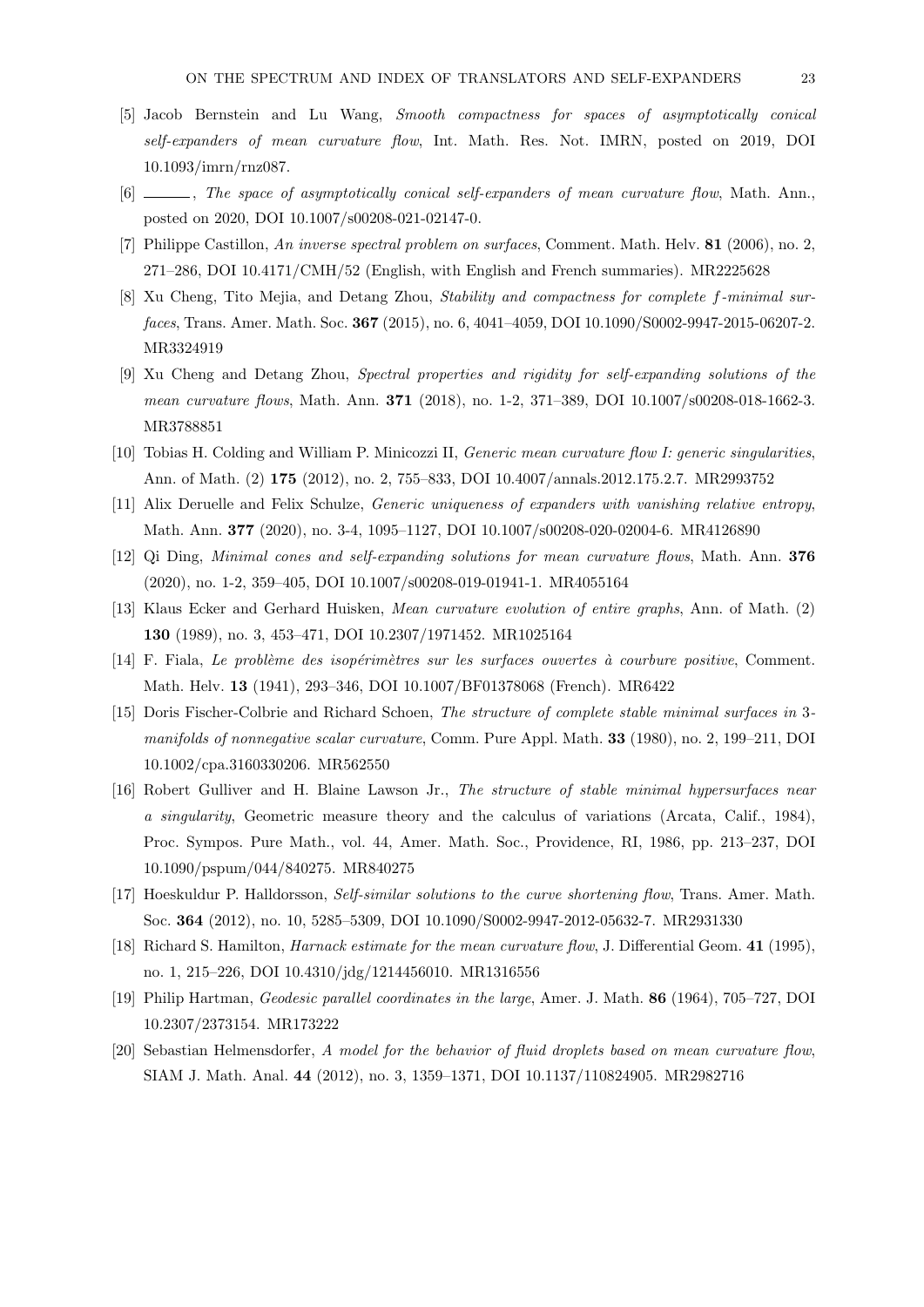[5] Jacob Bernstein and Lu Wang, *Smooth compactness for spaces of asymptotically conical self-expanders of mean curvature flow*, Int. Math. Res. Not. IMRN, posted on 2019, DOI 10.1093/imrn/rnz087.

[6] ———, *The space of asymptotically conical self-expanders of mean curvature flow*, Math. Ann., posted on 2020, DOI 10.1007/s00208-021-02147-0.

[7] Philippe Castillon, *An inverse spectral problem on surfaces*, Comment. Math. Helv. **81** (2006), no. 2, 271–286, DOI 10.4171/CMH/52 (English, with English and French summaries). MR2225628

[8] Xu Cheng, Tito Mejia, and Detang Zhou, *Stability and compactness for complete f-minimal surfaces*, Trans. Amer. Math. Soc. **367** (2015), no. 6, 4041–4059, DOI 10.1090/S0002-9947-2015-06207-2. MR3324919

[9] Xu Cheng and Detang Zhou, *Spectral properties and rigidity for self-expanding solutions of the mean curvature flows*, Math. Ann. **371** (2018), no. 1-2, 371–389, DOI 10.1007/s00208-018-1662-3. MR3788851

[10] Tobias H. Colding and William P. Minicozzi II, *Generic mean curvature flow I: generic singularities*, Ann. of Math. (2) **175** (2012), no. 2, 755–833, DOI 10.4007/annals.2012.175.2.7. MR2993752

[11] Alix Deruelle and Felix Schulze, *Generic uniqueness of expanders with vanishing relative entropy*, Math. Ann. **377** (2020), no. 3-4, 1095–1127, DOI 10.1007/s00208-020-02004-6. MR4126890

[12] Qi Ding, *Minimal cones and self-expanding solutions for mean curvature flows*, Math. Ann. **376** (2020), no. 1-2, 359–405, DOI 10.1007/s00208-019-01941-1. MR4055164

[13] Klaus Ecker and Gerhard Huisken, *Mean curvature evolution of entire graphs*, Ann. of Math. (2) **130** (1989), no. 3, 453–471, DOI 10.2307/1971452. MR1025164

[14] F. Fiala, *Le problème des isopérimètres sur les surfaces ouvertes à courbure positive*, Comment. Math. Helv. **13** (1941), 293–346, DOI 10.1007/BF01378068 (French). MR6422

[15] Doris Fischer-Colbrie and Richard Schoen, *The structure of complete stable minimal surfaces in 3-manifolds of nonnegative scalar curvature*, Comm. Pure Appl. Math. **33** (1980), no. 2, 199–211, DOI 10.1002/cpa.3160330206. MR562550

[16] Robert Gulliver and H. Blaine Lawson Jr., *The structure of stable minimal hypersurfaces near a singularity*, Geometric measure theory and the calculus of variations (Arcata, Calif., 1984), Proc. Sympos. Pure Math., vol. 44, Amer. Math. Soc., Providence, RI, 1986, pp. 213–237, DOI 10.1090/pspum/044/840275. MR840275

[17] Hoeskuldur P. Halldorsson, *Self-similar solutions to the curve shortening flow*, Trans. Amer. Math. Soc. **364** (2012), no. 10, 5285–5309, DOI 10.1090/S0002-9947-2012-05632-7. MR2931330

[18] Richard S. Hamilton, *Harnack estimate for the mean curvature flow*, J. Differential Geom. **41** (1995), no. 1, 215–226, DOI 10.4310/jdg/1214456010. MR1316556

[19] Philip Hartman, *Geodesic parallel coordinates in the large*, Amer. J. Math. **86** (1964), 705–727, DOI 10.2307/2373154. MR173222

[20] Sebastian Helmensdorfer, *A model for the behavior of fluid droplets based on mean curvature flow*, SIAM J. Math. Anal. **44** (2012), no. 3, 1359–1371, DOI 10.1137/110824905. MR2982716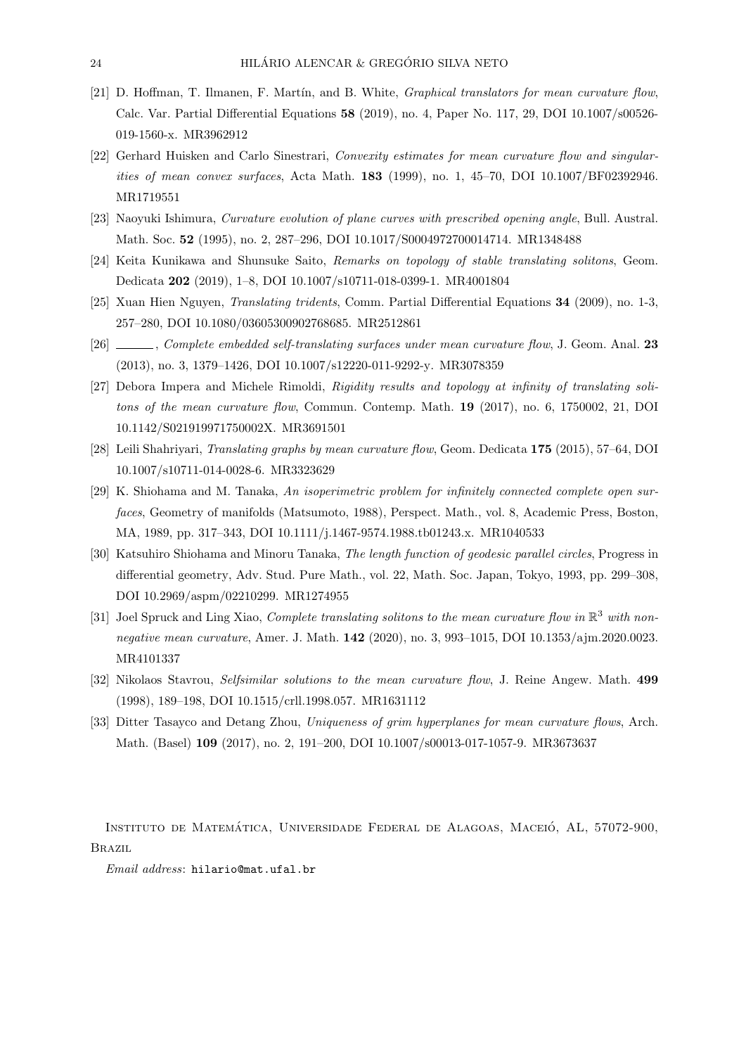[21] D. Hoffman, T. Ilmanen, F. Martín, and B. White, *Graphical translators for mean curvature flow*, Calc. Var. Partial Differential Equations **58** (2019), no. 4, Paper No. 117, 29, DOI 10.1007/s00526-019-1560-x. MR3962912

[22] Gerhard Huisken and Carlo Sinestrari, *Convexity estimates for mean curvature flow and singularities of mean convex surfaces*, Acta Math. **183** (1999), no. 1, 45–70, DOI 10.1007/BF02392946. MR1719551

[23] Naoyuki Ishimura, *Curvature evolution of plane curves with prescribed opening angle*, Bull. Austral. Math. Soc. **52** (1995), no. 2, 287–296, DOI 10.1017/S0004972700014714. MR1348488

[24] Keita Kunikawa and Shunsuke Saito, *Remarks on topology of stable translating solitons*, Geom. Dedicata **202** (2019), 1–8, DOI 10.1007/s10711-018-0399-1. MR4001804

[25] Xuan Hien Nguyen, *Translating tridents*, Comm. Partial Differential Equations **34** (2009), no. 1-3, 257–280, DOI 10.1080/03605300902768685. MR2512861

[26] ______, *Complete embedded self-translating surfaces under mean curvature flow*, J. Geom. Anal. **23** (2013), no. 3, 1379–1426, DOI 10.1007/s12220-011-9292-y. MR3078359

[27] Debora Impera and Michele Rimoldi, *Rigidity results and topology at infinity of translating solitons of the mean curvature flow*, Commun. Contemp. Math. **19** (2017), no. 6, 1750002, 21, DOI 10.1142/S021919971750002X. MR3691501

[28] Leili Shahriyari, *Translating graphs by mean curvature flow*, Geom. Dedicata **175** (2015), 57–64, DOI 10.1007/s10711-014-0028-6. MR3323629

[29] K. Shiohama and M. Tanaka, *An isoperimetric problem for infinitely connected complete open surfaces*, Geometry of manifolds (Matsumoto, 1988), Perspect. Math., vol. 8, Academic Press, Boston, MA, 1989, pp. 317–343, DOI 10.1111/j.1467-9574.1988.tb01243.x. MR1040533

[30] Katsuhiro Shiohama and Minoru Tanaka, *The length function of geodesic parallel circles*, Progress in differential geometry, Adv. Stud. Pure Math., vol. 22, Math. Soc. Japan, Tokyo, 1993, pp. 299–308, DOI 10.2969/aspm/02210299. MR1274955

[31] Joel Spruck and Ling Xiao, *Complete translating solitons to the mean curvature flow in $\mathbb{R}^3$ with nonnegative mean curvature*, Amer. J. Math. **142** (2020), no. 3, 993–1015, DOI 10.1353/ajm.2020.0023. MR4101337

[32] Nikolaos Stavrou, *Selfsimilar solutions to the mean curvature flow*, J. Reine Angew. Math. **499** (1998), 189–198, DOI 10.1515/crll.1998.057. MR1631112

[33] Ditter Tasayco and Detang Zhou, *Uniqueness of grim hyperplanes for mean curvature flows*, Arch. Math. (Basel) **109** (2017), no. 2, 191–200, DOI 10.1007/s00013-017-1057-9. MR3673637

Instituto de Matemática, Universidade Federal de Alagoas, Maceió, AL, 57072-900, Brazil

*Email address*: hilario@mat.ufal.br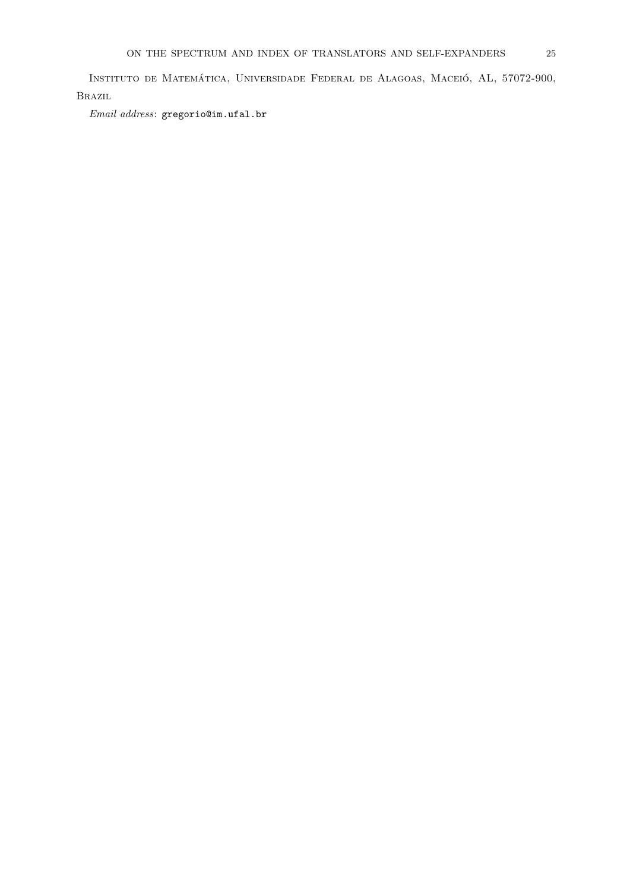Instituto de Matemática, Universidade Federal de Alagoas, Maceió, AL, 57072-900, Brazil

*Email address*: gregorio@im.ufal.br